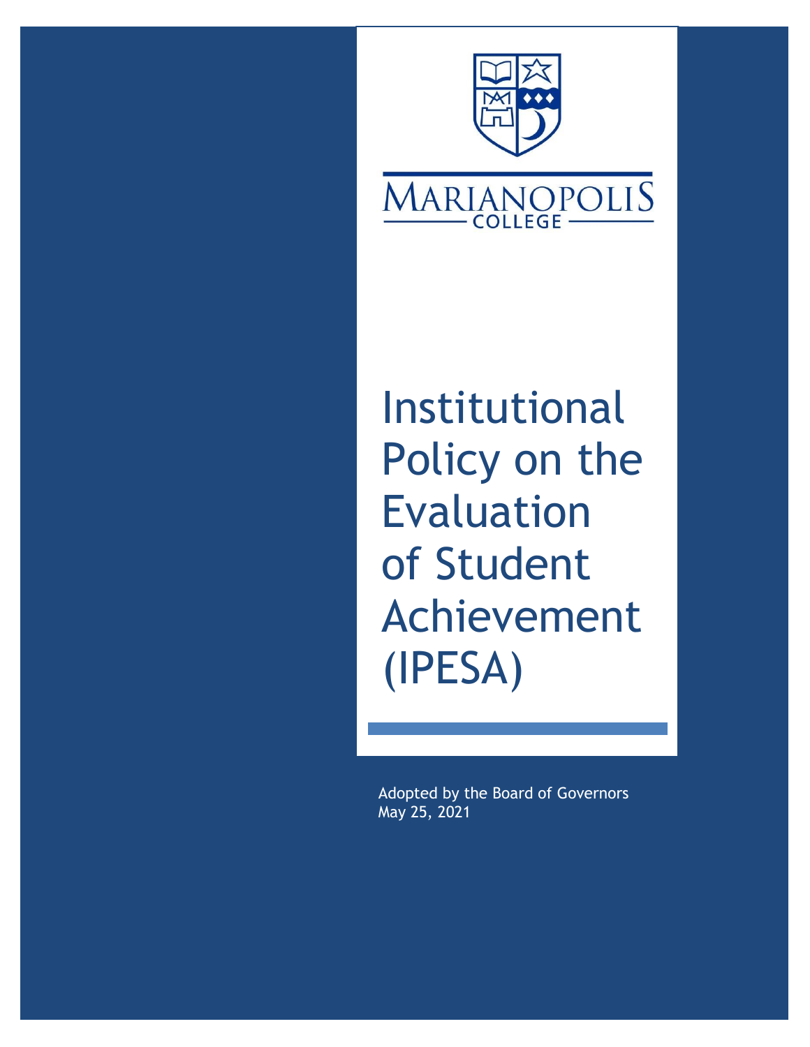MARIANOPOLIS COLLEGE

# Institutional Policy on the Evaluation of Student Achievement (IPESA)

Adopted by the Board of Governors
May 25, 2021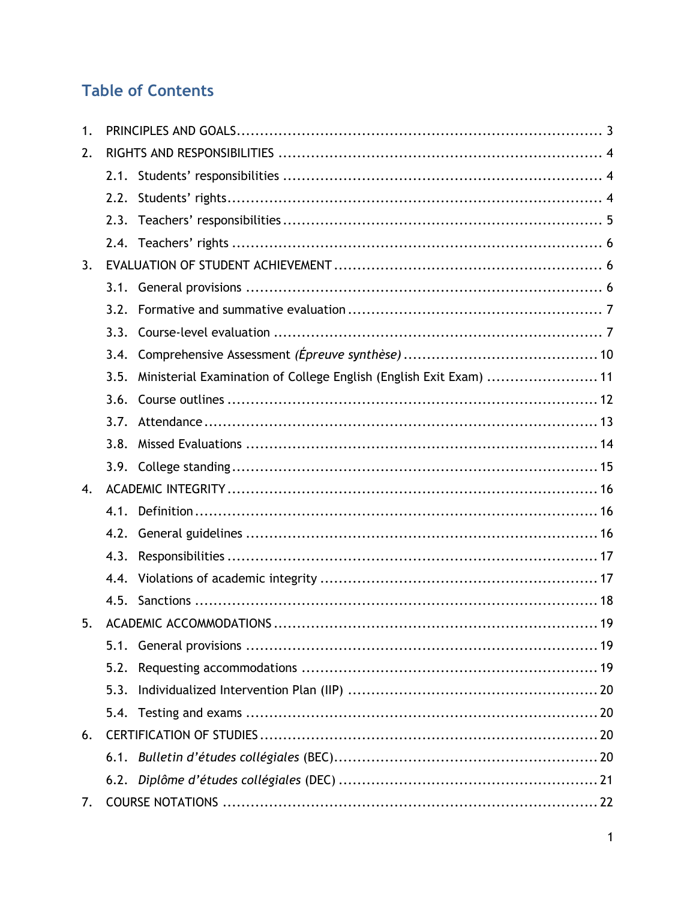## Table of Contents

1. PRINCIPLES AND GOALS ..... 3
2. RIGHTS AND RESPONSIBILITIES ..... 4
   - 2.1. Students' responsibilities ..... 4
   - 2.2. Students' rights ..... 4
   - 2.3. Teachers' responsibilities ..... 5
   - 2.4. Teachers' rights ..... 6
3. EVALUATION OF STUDENT ACHIEVEMENT ..... 6
   - 3.1. General provisions ..... 6
   - 3.2. Formative and summative evaluation ..... 7
   - 3.3. Course-level evaluation ..... 7
   - 3.4. Comprehensive Assessment *(Épreuve synthèse)* ..... 10
   - 3.5. Ministerial Examination of College English (English Exit Exam) ..... 11
   - 3.6. Course outlines ..... 12
   - 3.7. Attendance ..... 13
   - 3.8. Missed Evaluations ..... 14
   - 3.9. College standing ..... 15
4. ACADEMIC INTEGRITY ..... 16
   - 4.1. Definition ..... 16
   - 4.2. General guidelines ..... 16
   - 4.3. Responsibilities ..... 17
   - 4.4. Violations of academic integrity ..... 17
   - 4.5. Sanctions ..... 18
5. ACADEMIC ACCOMMODATIONS ..... 19
   - 5.1. General provisions ..... 19
   - 5.2. Requesting accommodations ..... 19
   - 5.3. Individualized Intervention Plan (IIP) ..... 20
   - 5.4. Testing and exams ..... 20
6. CERTIFICATION OF STUDIES ..... 20
   - 6.1. *Bulletin d'études collégiales* (BEC) ..... 20
   - 6.2. *Diplôme d'études collégiales* (DEC) ..... 21
7. COURSE NOTATIONS ..... 22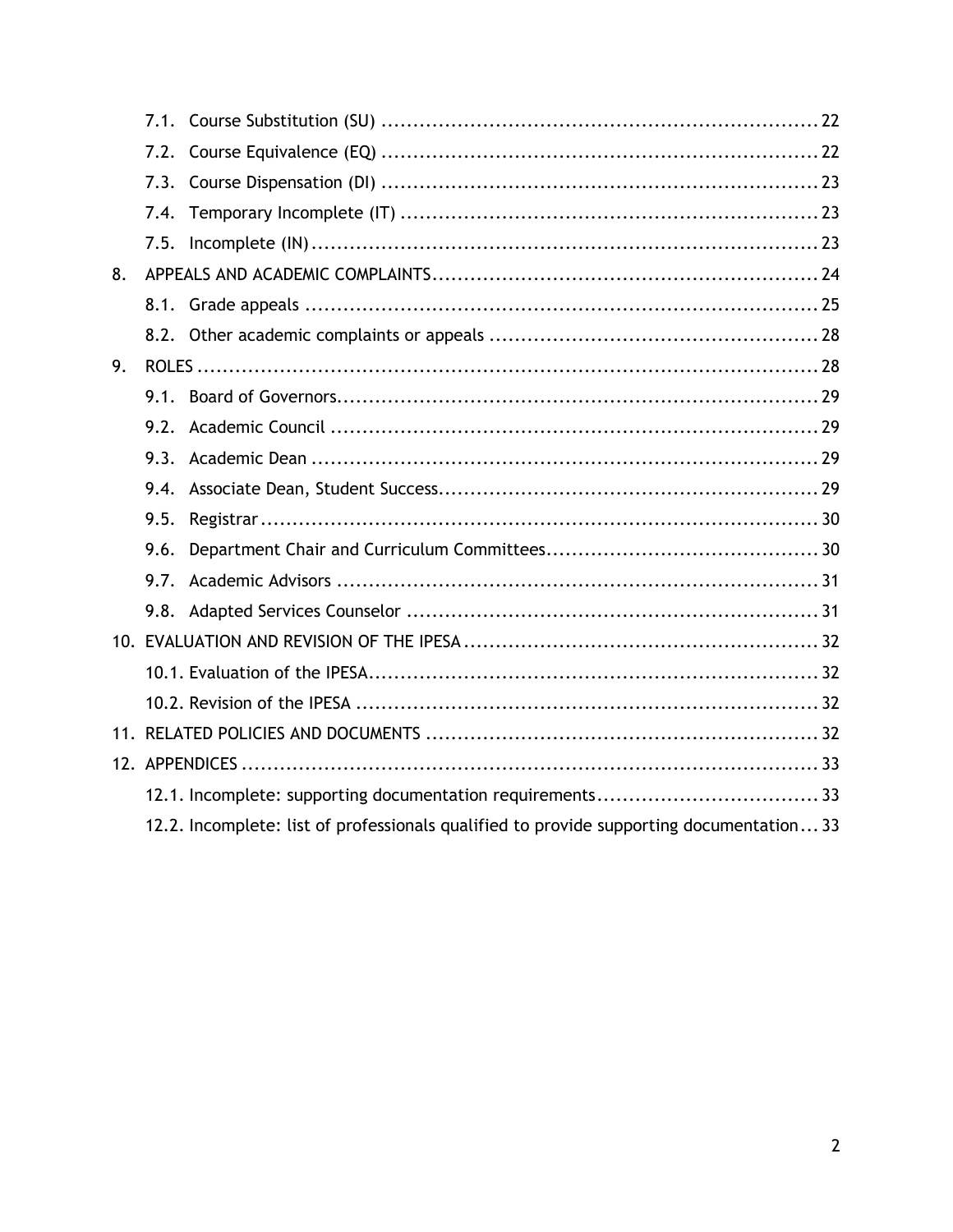- 7.1. Course Substitution (SU) ..... 22
- 7.2. Course Equivalence (EQ) ..... 22
- 7.3. Course Dispensation (DI) ..... 23
- 7.4. Temporary Incomplete (IT) ..... 23
- 7.5. Incomplete (IN) ..... 23

8. APPEALS AND ACADEMIC COMPLAINTS ..... 24
   - 8.1. Grade appeals ..... 25
   - 8.2. Other academic complaints or appeals ..... 28
9. ROLES ..... 28
   - 9.1. Board of Governors ..... 29
   - 9.2. Academic Council ..... 29
   - 9.3. Academic Dean ..... 29
   - 9.4. Associate Dean, Student Success ..... 29
   - 9.5. Registrar ..... 30
   - 9.6. Department Chair and Curriculum Committees ..... 30
   - 9.7. Academic Advisors ..... 31
   - 9.8. Adapted Services Counselor ..... 31
10. EVALUATION AND REVISION OF THE IPESA ..... 32
    - 10.1. Evaluation of the IPESA ..... 32
    - 10.2. Revision of the IPESA ..... 32
11. RELATED POLICIES AND DOCUMENTS ..... 32
12. APPENDICES ..... 33
    - 12.1. Incomplete: supporting documentation requirements ..... 33
    - 12.2. Incomplete: list of professionals qualified to provide supporting documentation ..... 33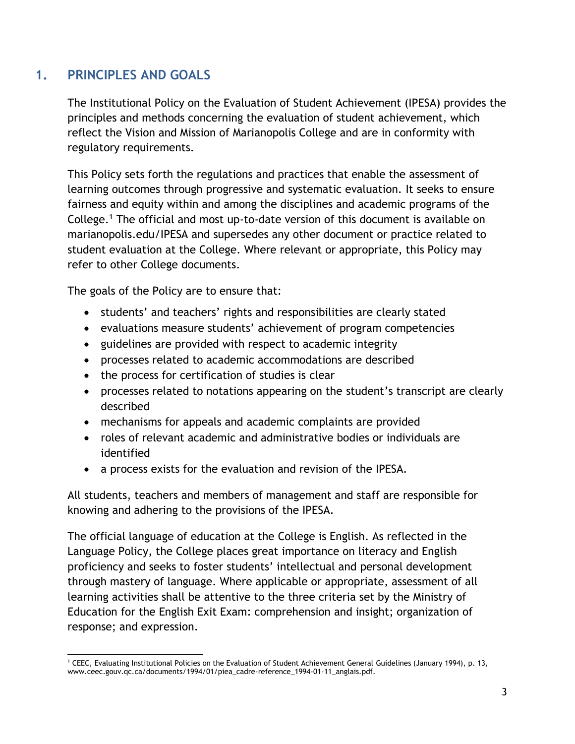# 1. PRINCIPLES AND GOALS

The Institutional Policy on the Evaluation of Student Achievement (IPESA) provides the principles and methods concerning the evaluation of student achievement, which reflect the Vision and Mission of Marianopolis College and are in conformity with regulatory requirements.

This Policy sets forth the regulations and practices that enable the assessment of learning outcomes through progressive and systematic evaluation. It seeks to ensure fairness and equity within and among the disciplines and academic programs of the College.[1] The official and most up-to-date version of this document is available on marianopolis.edu/IPESA and supersedes any other document or practice related to student evaluation at the College. Where relevant or appropriate, this Policy may refer to other College documents.

The goals of the Policy are to ensure that:

- students' and teachers' rights and responsibilities are clearly stated
- evaluations measure students' achievement of program competencies
- guidelines are provided with respect to academic integrity
- processes related to academic accommodations are described
- the process for certification of studies is clear
- processes related to notations appearing on the student's transcript are clearly described
- mechanisms for appeals and academic complaints are provided
- roles of relevant academic and administrative bodies or individuals are identified
- a process exists for the evaluation and revision of the IPESA.

All students, teachers and members of management and staff are responsible for knowing and adhering to the provisions of the IPESA.

The official language of education at the College is English. As reflected in the Language Policy, the College places great importance on literacy and English proficiency and seeks to foster students' intellectual and personal development through mastery of language. Where applicable or appropriate, assessment of all learning activities shall be attentive to the three criteria set by the Ministry of Education for the English Exit Exam: comprehension and insight; organization of response; and expression.

---

[1] CEEC, Evaluating Institutional Policies on the Evaluation of Student Achievement General Guidelines (January 1994), p. 13, www.ceec.gouv.qc.ca/documents/1994/01/piea_cadre-reference_1994-01-11_anglais.pdf.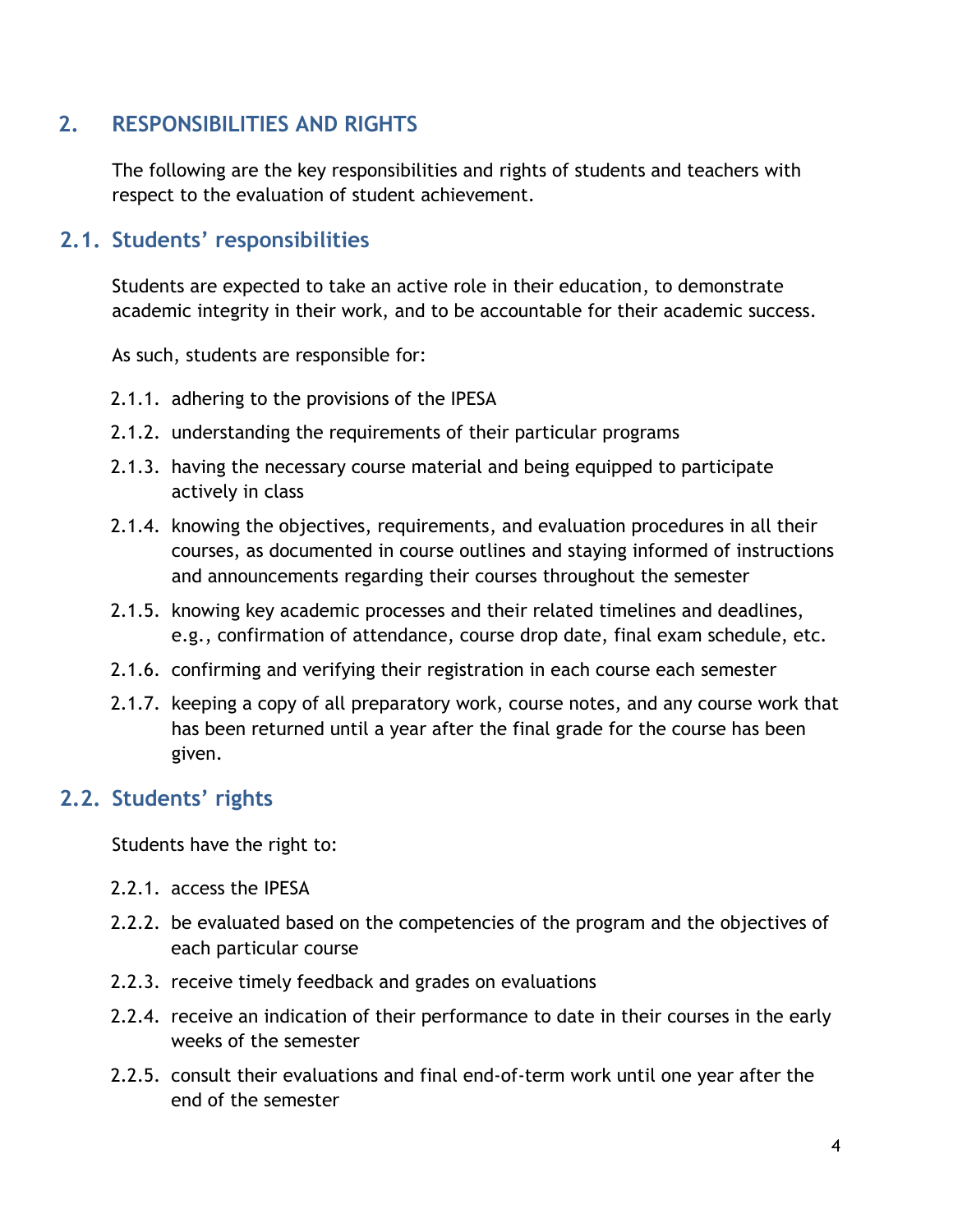## 2. RESPONSIBILITIES AND RIGHTS

The following are the key responsibilities and rights of students and teachers with respect to the evaluation of student achievement.

### 2.1. Students' responsibilities

Students are expected to take an active role in their education, to demonstrate academic integrity in their work, and to be accountable for their academic success.

As such, students are responsible for:

2.1.1. adhering to the provisions of the IPESA

2.1.2. understanding the requirements of their particular programs

2.1.3. having the necessary course material and being equipped to participate actively in class

2.1.4. knowing the objectives, requirements, and evaluation procedures in all their courses, as documented in course outlines and staying informed of instructions and announcements regarding their courses throughout the semester

2.1.5. knowing key academic processes and their related timelines and deadlines, e.g., confirmation of attendance, course drop date, final exam schedule, etc.

2.1.6. confirming and verifying their registration in each course each semester

2.1.7. keeping a copy of all preparatory work, course notes, and any course work that has been returned until a year after the final grade for the course has been given.

### 2.2. Students' rights

Students have the right to:

2.2.1. access the IPESA

2.2.2. be evaluated based on the competencies of the program and the objectives of each particular course

2.2.3. receive timely feedback and grades on evaluations

2.2.4. receive an indication of their performance to date in their courses in the early weeks of the semester

2.2.5. consult their evaluations and final end-of-term work until one year after the end of the semester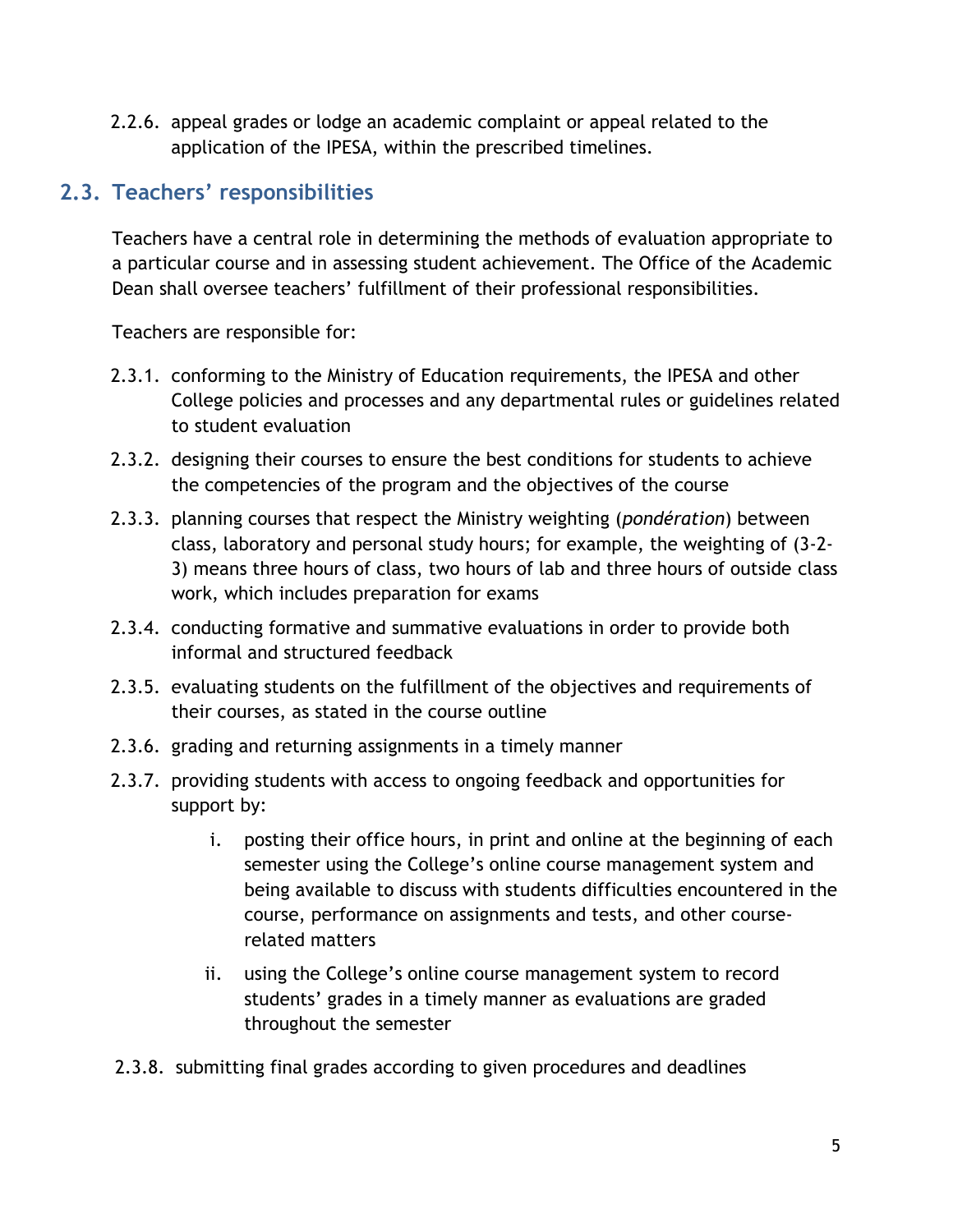2.2.6. appeal grades or lodge an academic complaint or appeal related to the application of the IPESA, within the prescribed timelines.

## 2.3. Teachers' responsibilities

Teachers have a central role in determining the methods of evaluation appropriate to a particular course and in assessing student achievement. The Office of the Academic Dean shall oversee teachers' fulfillment of their professional responsibilities.

Teachers are responsible for:

2.3.1. conforming to the Ministry of Education requirements, the IPESA and other College policies and processes and any departmental rules or guidelines related to student evaluation

2.3.2. designing their courses to ensure the best conditions for students to achieve the competencies of the program and the objectives of the course

2.3.3. planning courses that respect the Ministry weighting (*pondération*) between class, laboratory and personal study hours; for example, the weighting of (3-2-3) means three hours of class, two hours of lab and three hours of outside class work, which includes preparation for exams

2.3.4. conducting formative and summative evaluations in order to provide both informal and structured feedback

2.3.5. evaluating students on the fulfillment of the objectives and requirements of their courses, as stated in the course outline

2.3.6. grading and returning assignments in a timely manner

2.3.7. providing students with access to ongoing feedback and opportunities for support by:

i. posting their office hours, in print and online at the beginning of each semester using the College's online course management system and being available to discuss with students difficulties encountered in the course, performance on assignments and tests, and other course-related matters

ii. using the College's online course management system to record students' grades in a timely manner as evaluations are graded throughout the semester

2.3.8. submitting final grades according to given procedures and deadlines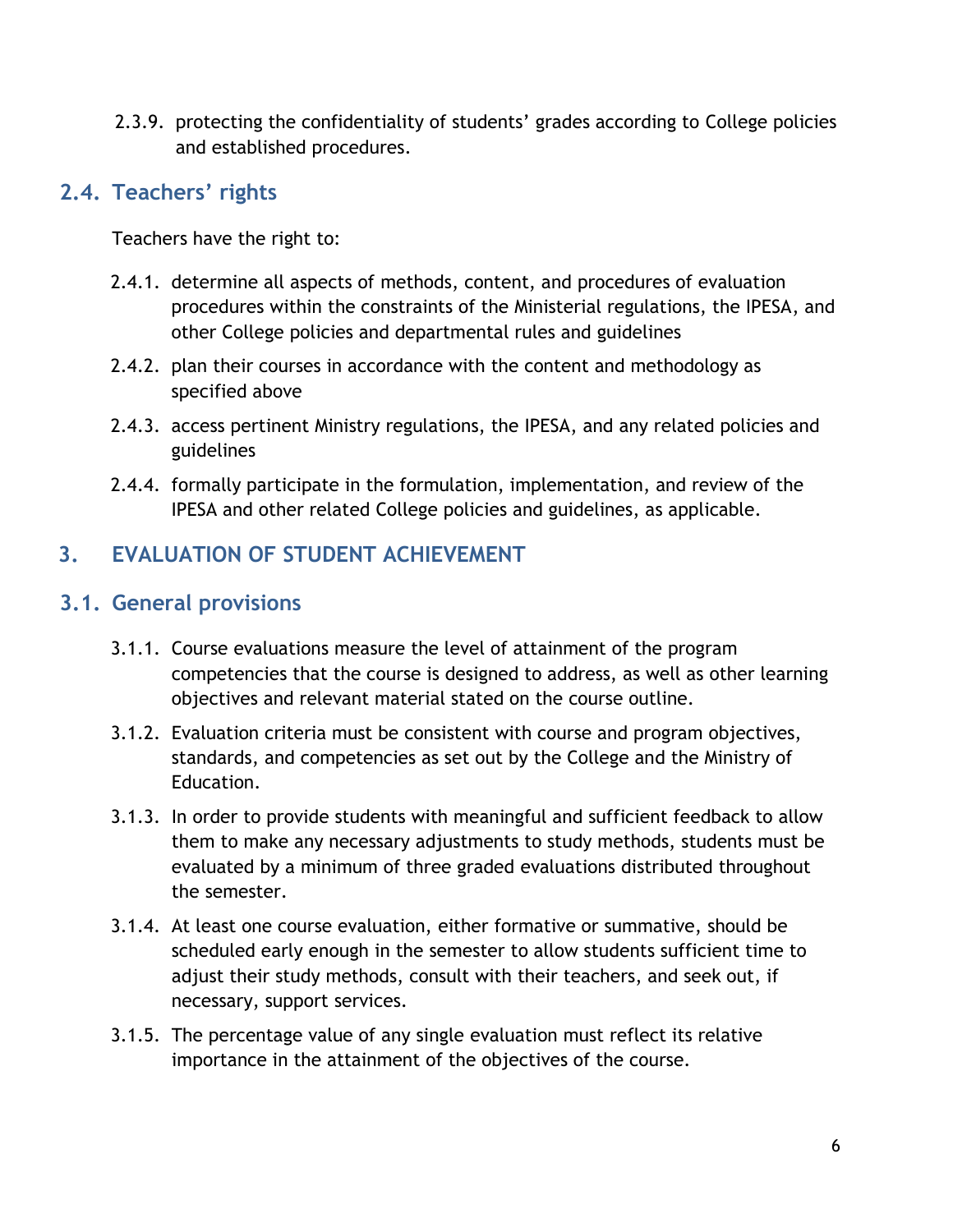2.3.9. protecting the confidentiality of students' grades according to College policies and established procedures.

## 2.4. Teachers' rights

Teachers have the right to:

2.4.1. determine all aspects of methods, content, and procedures of evaluation procedures within the constraints of the Ministerial regulations, the IPESA, and other College policies and departmental rules and guidelines

2.4.2. plan their courses in accordance with the content and methodology as specified above

2.4.3. access pertinent Ministry regulations, the IPESA, and any related policies and guidelines

2.4.4. formally participate in the formulation, implementation, and review of the IPESA and other related College policies and guidelines, as applicable.

# 3. EVALUATION OF STUDENT ACHIEVEMENT

## 3.1. General provisions

3.1.1. Course evaluations measure the level of attainment of the program competencies that the course is designed to address, as well as other learning objectives and relevant material stated on the course outline.

3.1.2. Evaluation criteria must be consistent with course and program objectives, standards, and competencies as set out by the College and the Ministry of Education.

3.1.3. In order to provide students with meaningful and sufficient feedback to allow them to make any necessary adjustments to study methods, students must be evaluated by a minimum of three graded evaluations distributed throughout the semester.

3.1.4. At least one course evaluation, either formative or summative, should be scheduled early enough in the semester to allow students sufficient time to adjust their study methods, consult with their teachers, and seek out, if necessary, support services.

3.1.5. The percentage value of any single evaluation must reflect its relative importance in the attainment of the objectives of the course.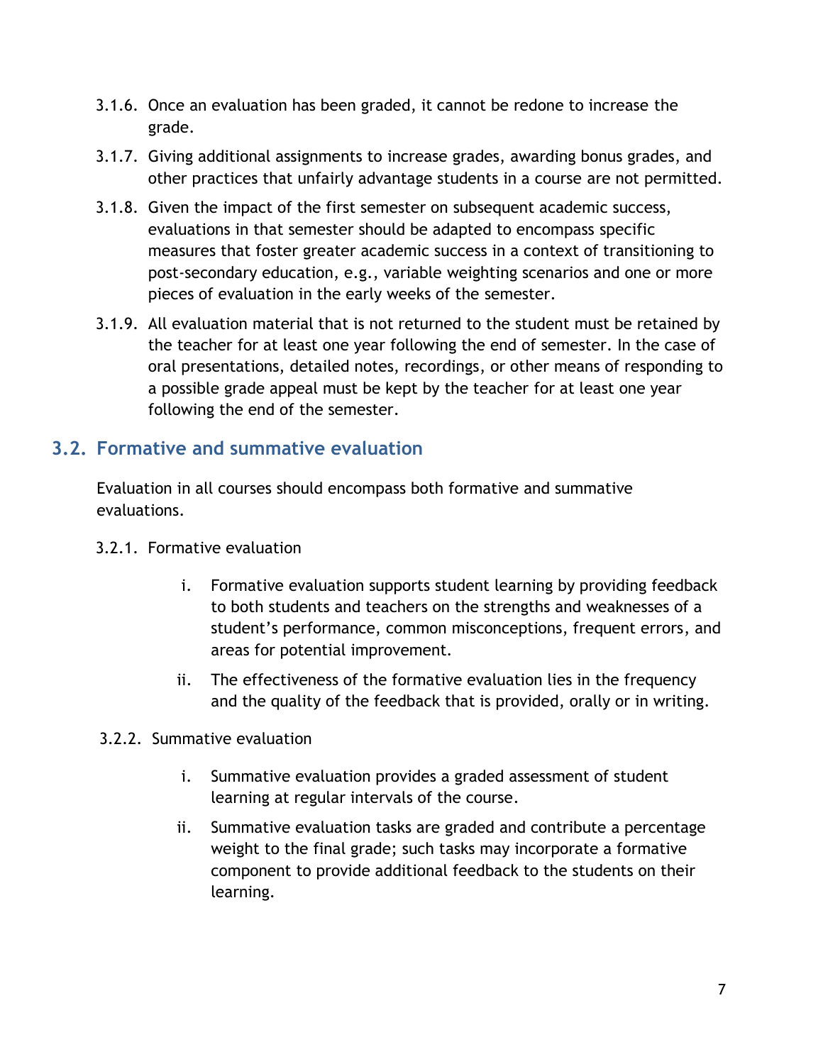3.1.6. Once an evaluation has been graded, it cannot be redone to increase the grade.

3.1.7. Giving additional assignments to increase grades, awarding bonus grades, and other practices that unfairly advantage students in a course are not permitted.

3.1.8. Given the impact of the first semester on subsequent academic success, evaluations in that semester should be adapted to encompass specific measures that foster greater academic success in a context of transitioning to post-secondary education, e.g., variable weighting scenarios and one or more pieces of evaluation in the early weeks of the semester.

3.1.9. All evaluation material that is not returned to the student must be retained by the teacher for at least one year following the end of semester. In the case of oral presentations, detailed notes, recordings, or other means of responding to a possible grade appeal must be kept by the teacher for at least one year following the end of the semester.

## 3.2. Formative and summative evaluation

Evaluation in all courses should encompass both formative and summative evaluations.

3.2.1. Formative evaluation

i. Formative evaluation supports student learning by providing feedback to both students and teachers on the strengths and weaknesses of a student's performance, common misconceptions, frequent errors, and areas for potential improvement.

ii. The effectiveness of the formative evaluation lies in the frequency and the quality of the feedback that is provided, orally or in writing.

3.2.2. Summative evaluation

i. Summative evaluation provides a graded assessment of student learning at regular intervals of the course.

ii. Summative evaluation tasks are graded and contribute a percentage weight to the final grade; such tasks may incorporate a formative component to provide additional feedback to the students on their learning.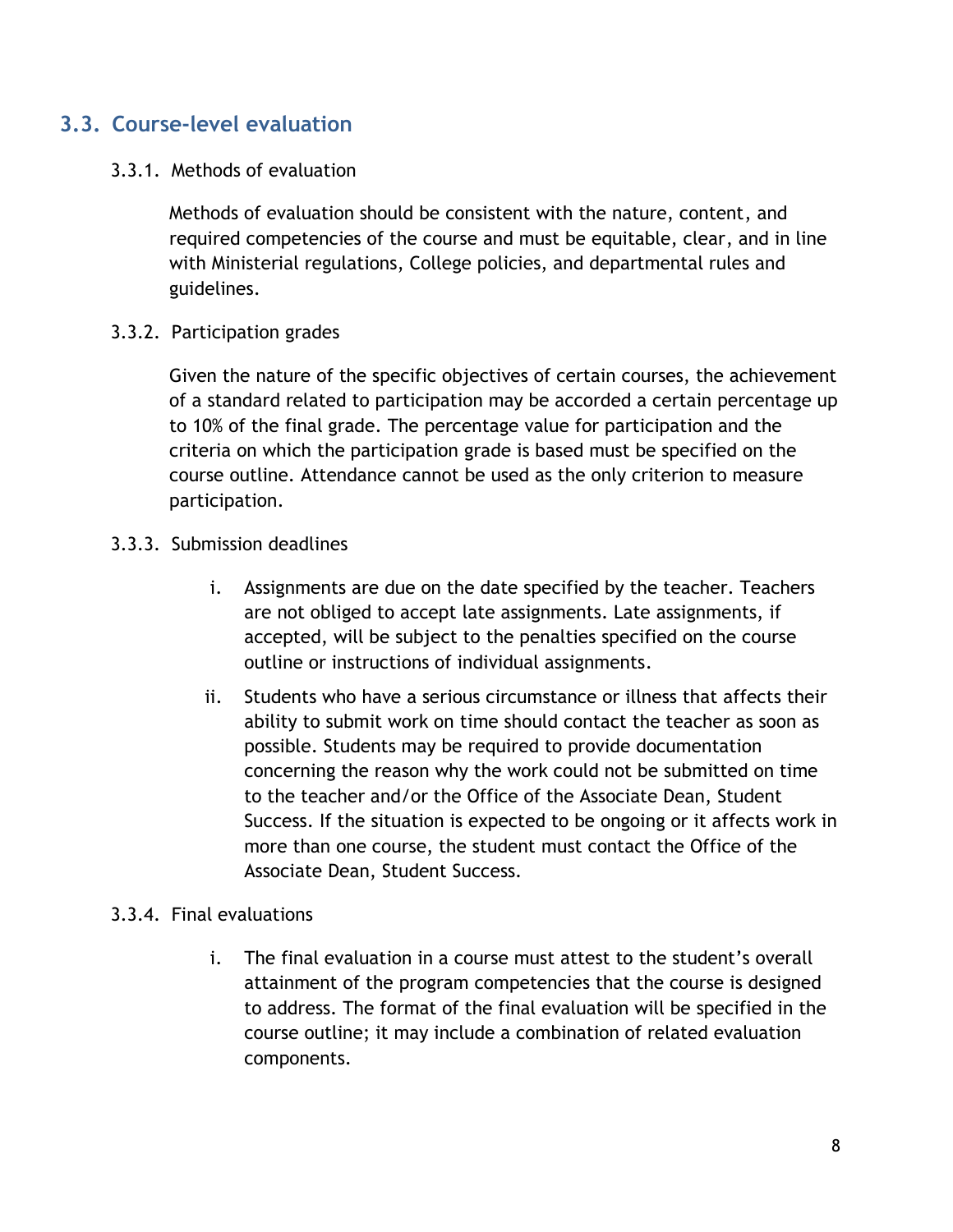## 3.3. Course-level evaluation

### 3.3.1. Methods of evaluation

Methods of evaluation should be consistent with the nature, content, and required competencies of the course and must be equitable, clear, and in line with Ministerial regulations, College policies, and departmental rules and guidelines.

### 3.3.2. Participation grades

Given the nature of the specific objectives of certain courses, the achievement of a standard related to participation may be accorded a certain percentage up to 10% of the final grade. The percentage value for participation and the criteria on which the participation grade is based must be specified on the course outline. Attendance cannot be used as the only criterion to measure participation.

### 3.3.3. Submission deadlines

i. Assignments are due on the date specified by the teacher. Teachers are not obliged to accept late assignments. Late assignments, if accepted, will be subject to the penalties specified on the course outline or instructions of individual assignments.

ii. Students who have a serious circumstance or illness that affects their ability to submit work on time should contact the teacher as soon as possible. Students may be required to provide documentation concerning the reason why the work could not be submitted on time to the teacher and/or the Office of the Associate Dean, Student Success. If the situation is expected to be ongoing or it affects work in more than one course, the student must contact the Office of the Associate Dean, Student Success.

### 3.3.4. Final evaluations

i. The final evaluation in a course must attest to the student's overall attainment of the program competencies that the course is designed to address. The format of the final evaluation will be specified in the course outline; it may include a combination of related evaluation components.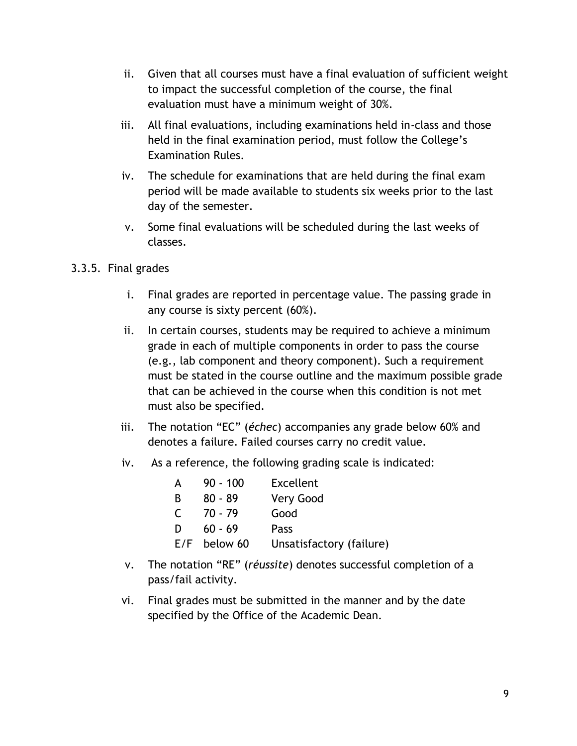ii. Given that all courses must have a final evaluation of sufficient weight to impact the successful completion of the course, the final evaluation must have a minimum weight of 30%.

iii. All final evaluations, including examinations held in-class and those held in the final examination period, must follow the College's Examination Rules.

iv. The schedule for examinations that are held during the final exam period will be made available to students six weeks prior to the last day of the semester.

v. Some final evaluations will be scheduled during the last weeks of classes.

3.3.5. Final grades

i. Final grades are reported in percentage value. The passing grade in any course is sixty percent (60%).

ii. In certain courses, students may be required to achieve a minimum grade in each of multiple components in order to pass the course (e.g., lab component and theory component). Such a requirement must be stated in the course outline and the maximum possible grade that can be achieved in the course when this condition is not met must also be specified.

iii. The notation "EC" (*échec*) accompanies any grade below 60% and denotes a failure. Failed courses carry no credit value.

iv. As a reference, the following grading scale is indicated:

| | | |
|---|---|---|
| A | 90 - 100 | Excellent |
| B | 80 - 89 | Very Good |
| C | 70 - 79 | Good |
| D | 60 - 69 | Pass |
| E/F | below 60 | Unsatisfactory (failure) |

v. The notation "RE" (*réussite*) denotes successful completion of a pass/fail activity.

vi. Final grades must be submitted in the manner and by the date specified by the Office of the Academic Dean.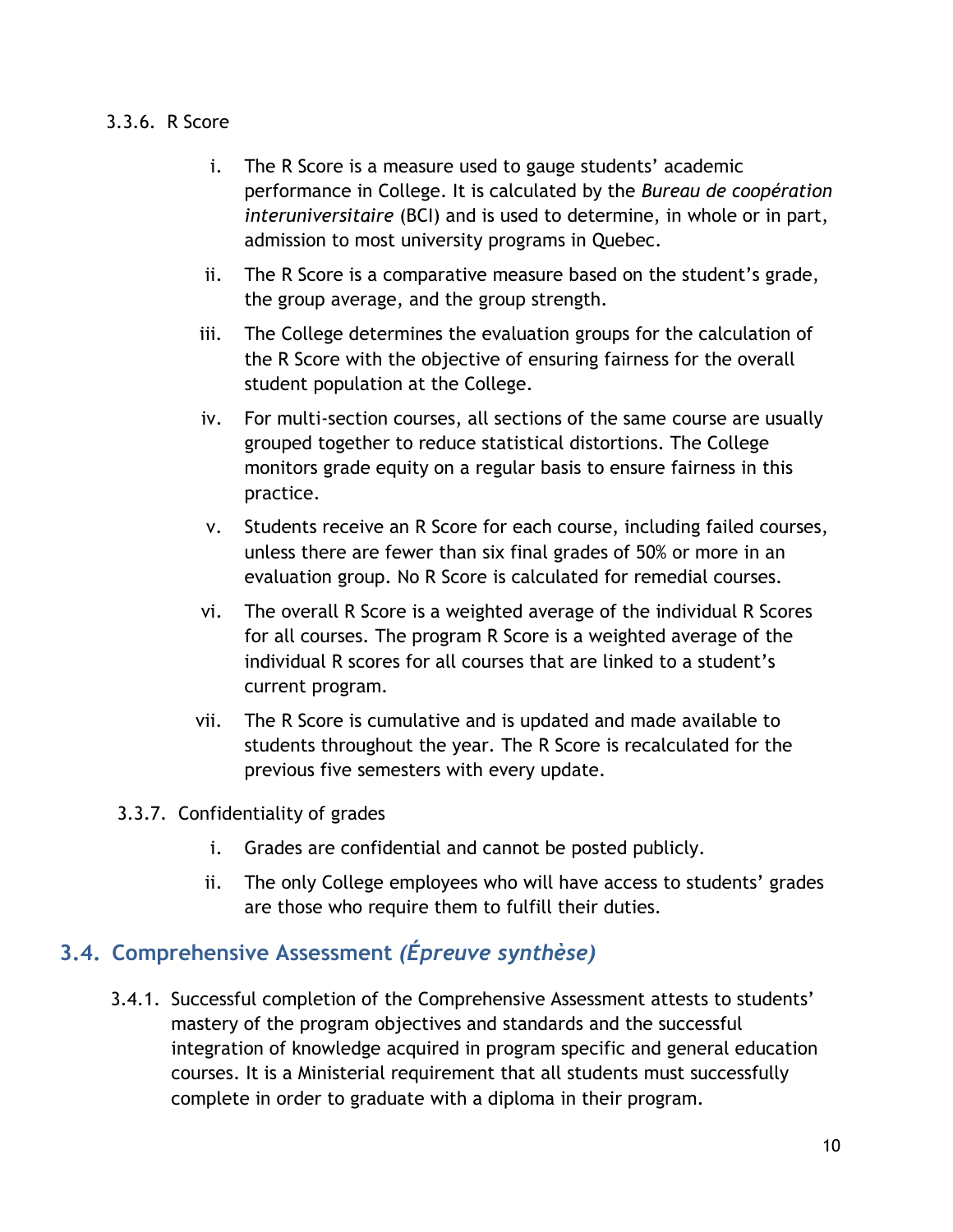#### 3.3.6. R Score

i. The R Score is a measure used to gauge students' academic performance in College. It is calculated by the *Bureau de coopération interuniversitaire* (BCI) and is used to determine, in whole or in part, admission to most university programs in Quebec.

ii. The R Score is a comparative measure based on the student's grade, the group average, and the group strength.

iii. The College determines the evaluation groups for the calculation of the R Score with the objective of ensuring fairness for the overall student population at the College.

iv. For multi-section courses, all sections of the same course are usually grouped together to reduce statistical distortions. The College monitors grade equity on a regular basis to ensure fairness in this practice.

v. Students receive an R Score for each course, including failed courses, unless there are fewer than six final grades of 50% or more in an evaluation group. No R Score is calculated for remedial courses.

vi. The overall R Score is a weighted average of the individual R Scores for all courses. The program R Score is a weighted average of the individual R scores for all courses that are linked to a student's current program.

vii. The R Score is cumulative and is updated and made available to students throughout the year. The R Score is recalculated for the previous five semesters with every update.

#### 3.3.7. Confidentiality of grades

i. Grades are confidential and cannot be posted publicly.

ii. The only College employees who will have access to students' grades are those who require them to fulfill their duties.

## 3.4. Comprehensive Assessment *(Épreuve synthèse)*

3.4.1. Successful completion of the Comprehensive Assessment attests to students' mastery of the program objectives and standards and the successful integration of knowledge acquired in program specific and general education courses. It is a Ministerial requirement that all students must successfully complete in order to graduate with a diploma in their program.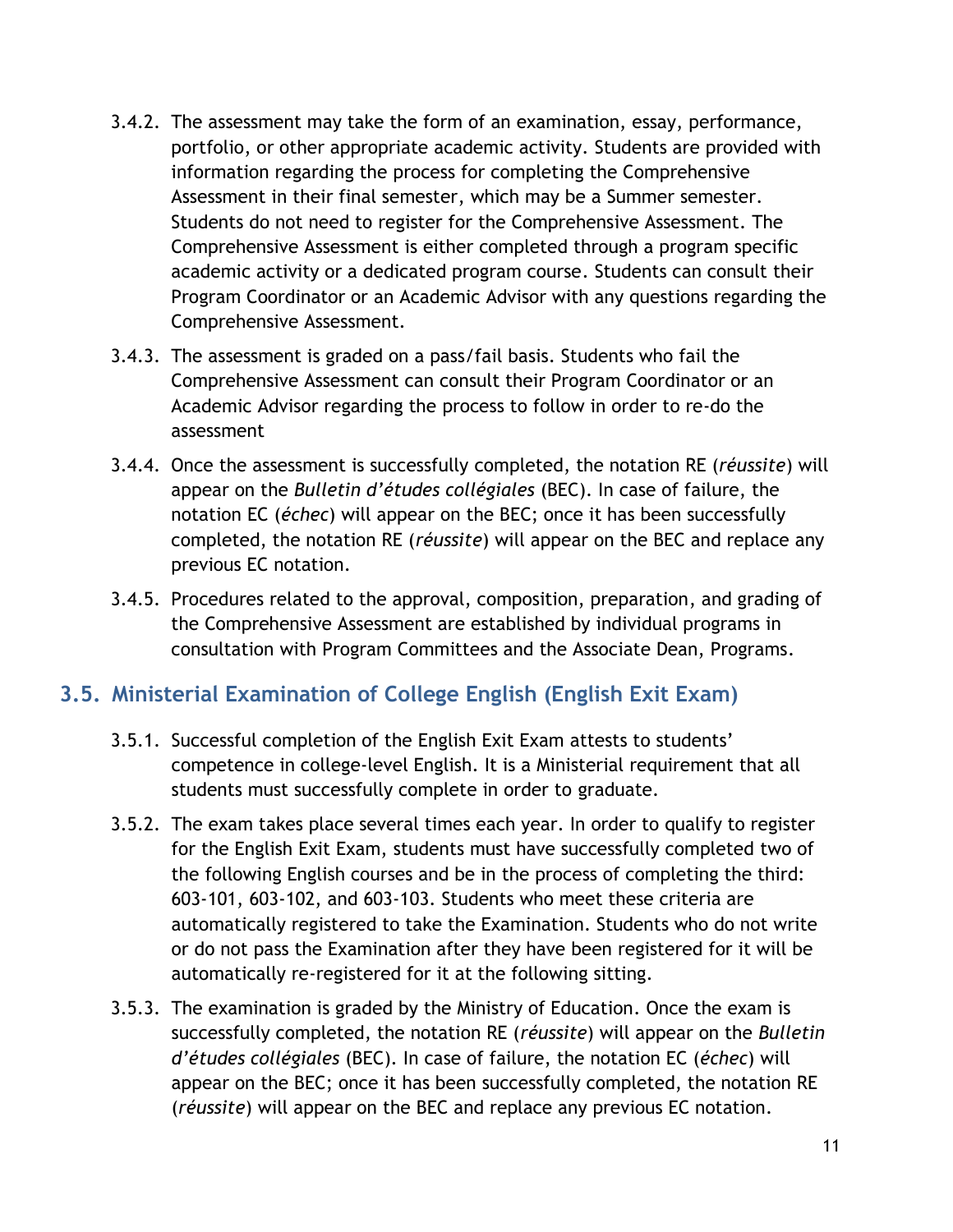3.4.2. The assessment may take the form of an examination, essay, performance, portfolio, or other appropriate academic activity. Students are provided with information regarding the process for completing the Comprehensive Assessment in their final semester, which may be a Summer semester. Students do not need to register for the Comprehensive Assessment. The Comprehensive Assessment is either completed through a program specific academic activity or a dedicated program course. Students can consult their Program Coordinator or an Academic Advisor with any questions regarding the Comprehensive Assessment.

3.4.3. The assessment is graded on a pass/fail basis. Students who fail the Comprehensive Assessment can consult their Program Coordinator or an Academic Advisor regarding the process to follow in order to re-do the assessment

3.4.4. Once the assessment is successfully completed, the notation RE (*réussite*) will appear on the *Bulletin d'études collégiales* (BEC). In case of failure, the notation EC (*échec*) will appear on the BEC; once it has been successfully completed, the notation RE (*réussite*) will appear on the BEC and replace any previous EC notation.

3.4.5. Procedures related to the approval, composition, preparation, and grading of the Comprehensive Assessment are established by individual programs in consultation with Program Committees and the Associate Dean, Programs.

## 3.5. Ministerial Examination of College English (English Exit Exam)

3.5.1. Successful completion of the English Exit Exam attests to students' competence in college-level English. It is a Ministerial requirement that all students must successfully complete in order to graduate.

3.5.2. The exam takes place several times each year. In order to qualify to register for the English Exit Exam, students must have successfully completed two of the following English courses and be in the process of completing the third: 603-101, 603-102, and 603-103. Students who meet these criteria are automatically registered to take the Examination. Students who do not write or do not pass the Examination after they have been registered for it will be automatically re-registered for it at the following sitting.

3.5.3. The examination is graded by the Ministry of Education. Once the exam is successfully completed, the notation RE (*réussite*) will appear on the *Bulletin d'études collégiales* (BEC). In case of failure, the notation EC (*échec*) will appear on the BEC; once it has been successfully completed, the notation RE (*réussite*) will appear on the BEC and replace any previous EC notation.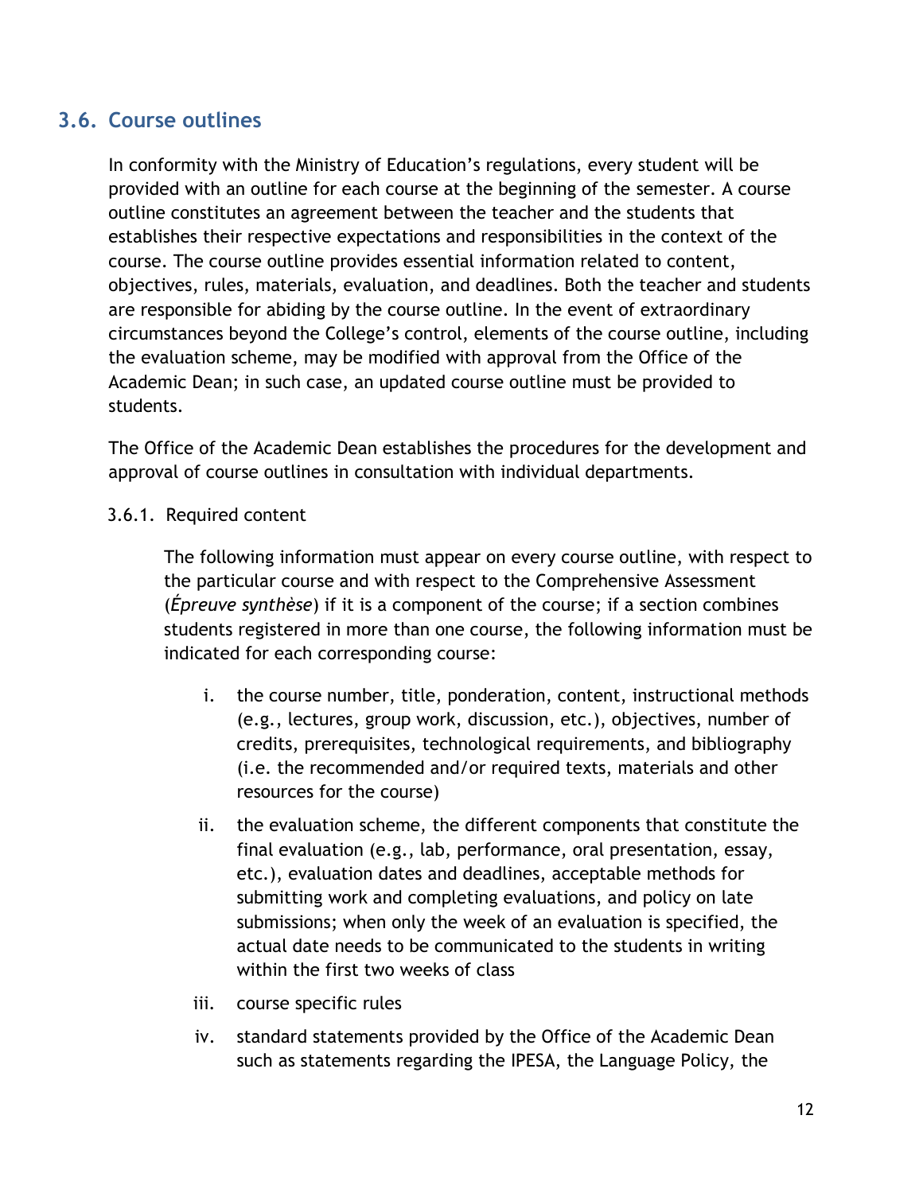## 3.6. Course outlines

In conformity with the Ministry of Education's regulations, every student will be provided with an outline for each course at the beginning of the semester. A course outline constitutes an agreement between the teacher and the students that establishes their respective expectations and responsibilities in the context of the course. The course outline provides essential information related to content, objectives, rules, materials, evaluation, and deadlines. Both the teacher and students are responsible for abiding by the course outline. In the event of extraordinary circumstances beyond the College's control, elements of the course outline, including the evaluation scheme, may be modified with approval from the Office of the Academic Dean; in such case, an updated course outline must be provided to students.

The Office of the Academic Dean establishes the procedures for the development and approval of course outlines in consultation with individual departments.

### 3.6.1. Required content

The following information must appear on every course outline, with respect to the particular course and with respect to the Comprehensive Assessment (*Épreuve synthèse*) if it is a component of the course; if a section combines students registered in more than one course, the following information must be indicated for each corresponding course:

i. the course number, title, ponderation, content, instructional methods (e.g., lectures, group work, discussion, etc.), objectives, number of credits, prerequisites, technological requirements, and bibliography (i.e. the recommended and/or required texts, materials and other resources for the course)

ii. the evaluation scheme, the different components that constitute the final evaluation (e.g., lab, performance, oral presentation, essay, etc.), evaluation dates and deadlines, acceptable methods for submitting work and completing evaluations, and policy on late submissions; when only the week of an evaluation is specified, the actual date needs to be communicated to the students in writing within the first two weeks of class

iii. course specific rules

iv. standard statements provided by the Office of the Academic Dean such as statements regarding the IPESA, the Language Policy, the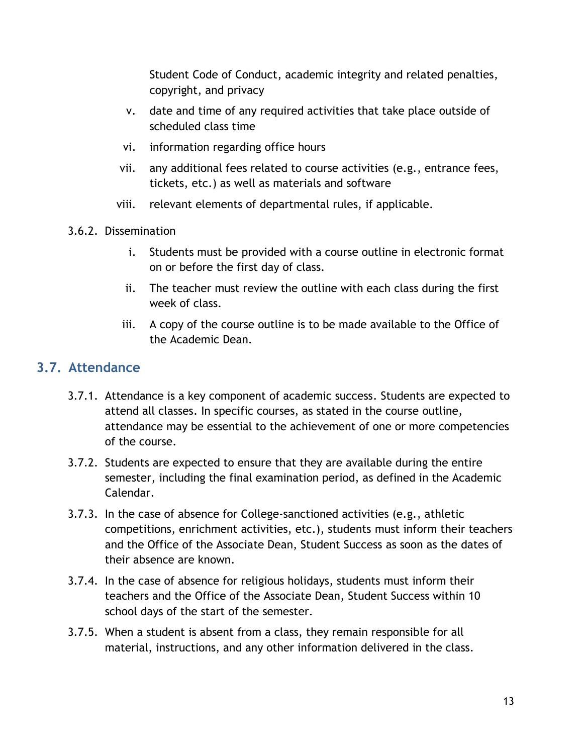Student Code of Conduct, academic integrity and related penalties, copyright, and privacy

v. date and time of any required activities that take place outside of scheduled class time

vi. information regarding office hours

vii. any additional fees related to course activities (e.g., entrance fees, tickets, etc.) as well as materials and software

viii. relevant elements of departmental rules, if applicable.

3.6.2. Dissemination

i. Students must be provided with a course outline in electronic format on or before the first day of class.

ii. The teacher must review the outline with each class during the first week of class.

iii. A copy of the course outline is to be made available to the Office of the Academic Dean.

## 3.7. Attendance

3.7.1. Attendance is a key component of academic success. Students are expected to attend all classes. In specific courses, as stated in the course outline, attendance may be essential to the achievement of one or more competencies of the course.

3.7.2. Students are expected to ensure that they are available during the entire semester, including the final examination period, as defined in the Academic Calendar.

3.7.3. In the case of absence for College-sanctioned activities (e.g., athletic competitions, enrichment activities, etc.), students must inform their teachers and the Office of the Associate Dean, Student Success as soon as the dates of their absence are known.

3.7.4. In the case of absence for religious holidays, students must inform their teachers and the Office of the Associate Dean, Student Success within 10 school days of the start of the semester.

3.7.5. When a student is absent from a class, they remain responsible for all material, instructions, and any other information delivered in the class.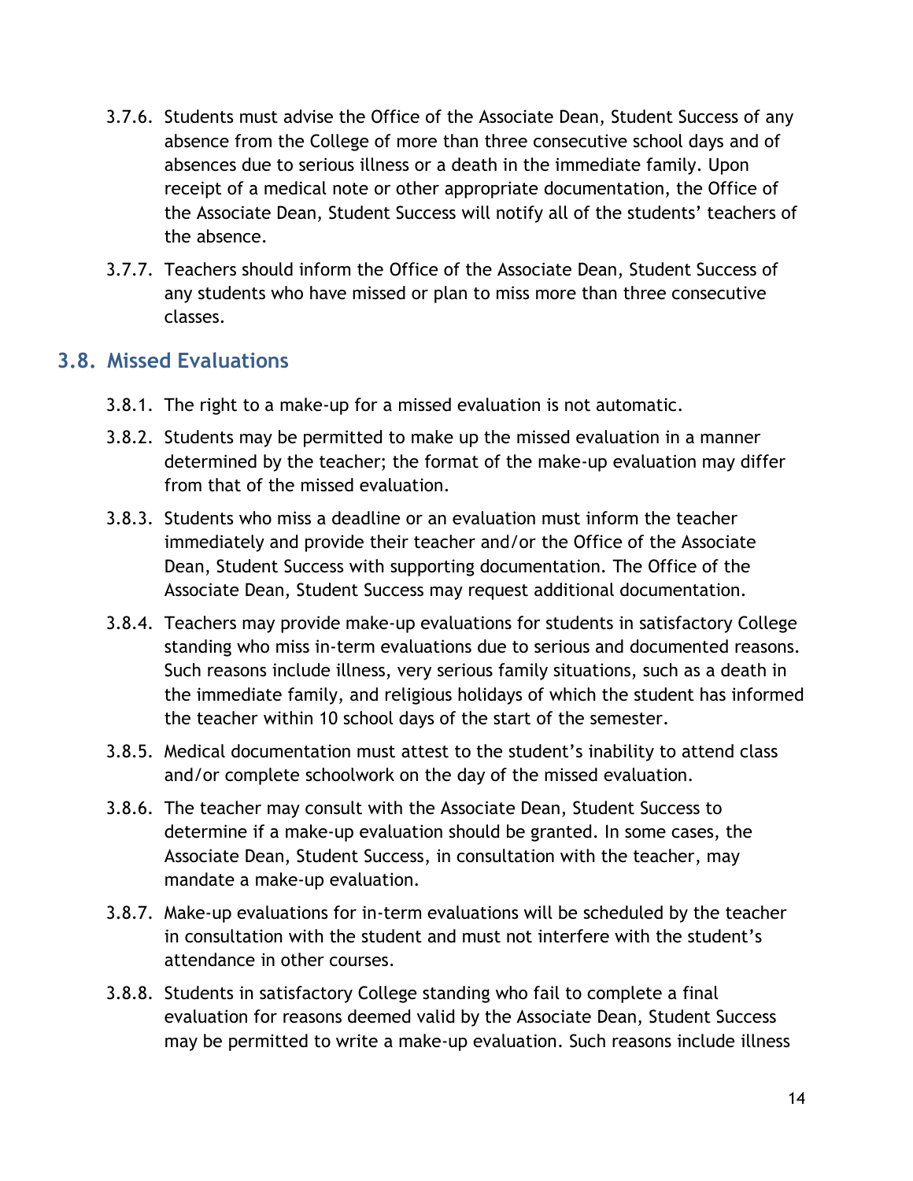3.7.6. Students must advise the Office of the Associate Dean, Student Success of any absence from the College of more than three consecutive school days and of absences due to serious illness or a death in the immediate family. Upon receipt of a medical note or other appropriate documentation, the Office of the Associate Dean, Student Success will notify all of the students' teachers of the absence.

3.7.7. Teachers should inform the Office of the Associate Dean, Student Success of any students who have missed or plan to miss more than three consecutive classes.

## 3.8. Missed Evaluations

3.8.1. The right to a make-up for a missed evaluation is not automatic.

3.8.2. Students may be permitted to make up the missed evaluation in a manner determined by the teacher; the format of the make-up evaluation may differ from that of the missed evaluation.

3.8.3. Students who miss a deadline or an evaluation must inform the teacher immediately and provide their teacher and/or the Office of the Associate Dean, Student Success with supporting documentation. The Office of the Associate Dean, Student Success may request additional documentation.

3.8.4. Teachers may provide make-up evaluations for students in satisfactory College standing who miss in-term evaluations due to serious and documented reasons. Such reasons include illness, very serious family situations, such as a death in the immediate family, and religious holidays of which the student has informed the teacher within 10 school days of the start of the semester.

3.8.5. Medical documentation must attest to the student's inability to attend class and/or complete schoolwork on the day of the missed evaluation.

3.8.6. The teacher may consult with the Associate Dean, Student Success to determine if a make-up evaluation should be granted. In some cases, the Associate Dean, Student Success, in consultation with the teacher, may mandate a make-up evaluation.

3.8.7. Make-up evaluations for in-term evaluations will be scheduled by the teacher in consultation with the student and must not interfere with the student's attendance in other courses.

3.8.8. Students in satisfactory College standing who fail to complete a final evaluation for reasons deemed valid by the Associate Dean, Student Success may be permitted to write a make-up evaluation. Such reasons include illness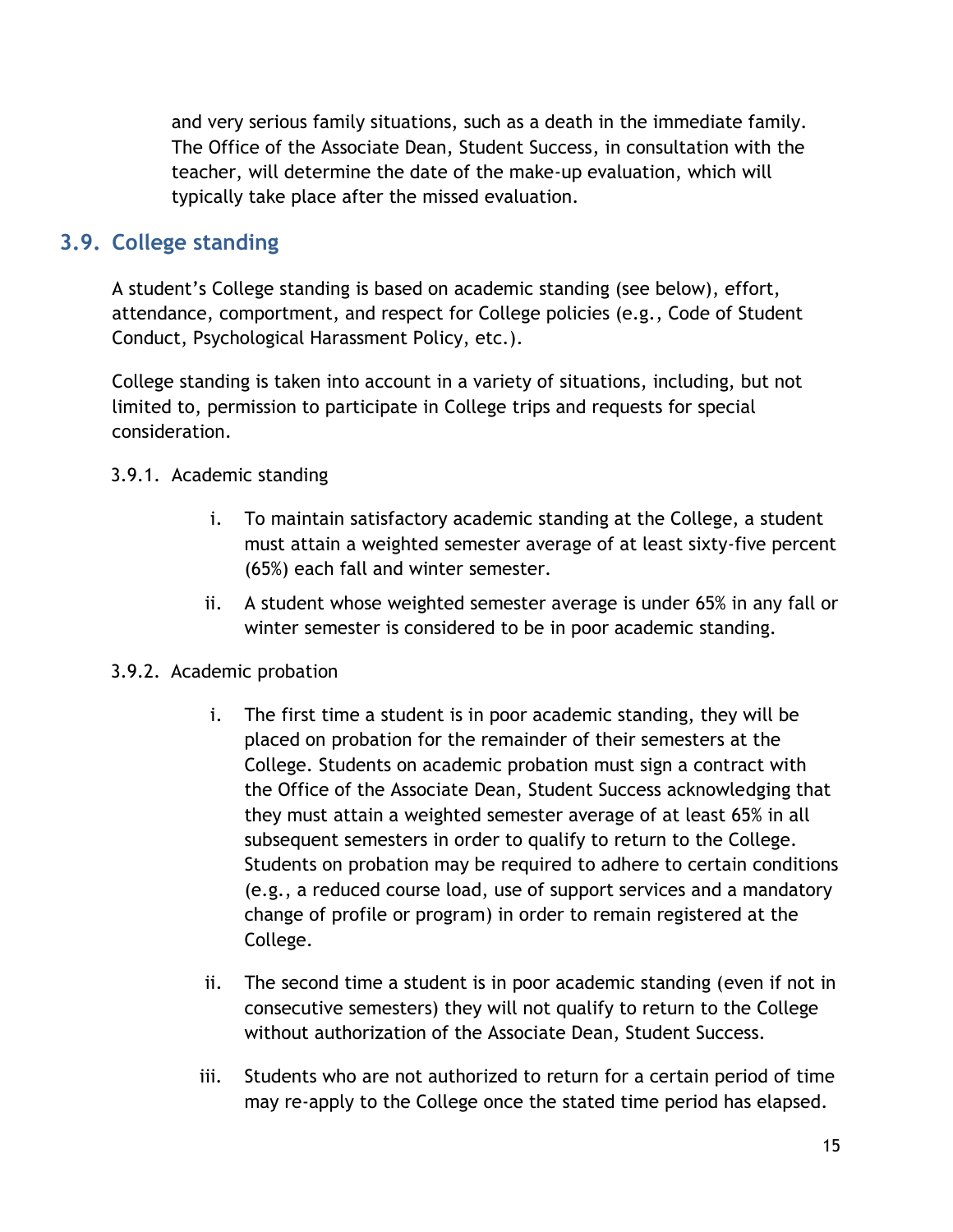and very serious family situations, such as a death in the immediate family. The Office of the Associate Dean, Student Success, in consultation with the teacher, will determine the date of the make-up evaluation, which will typically take place after the missed evaluation.

## 3.9. College standing

A student's College standing is based on academic standing (see below), effort, attendance, comportment, and respect for College policies (e.g., Code of Student Conduct, Psychological Harassment Policy, etc.).

College standing is taken into account in a variety of situations, including, but not limited to, permission to participate in College trips and requests for special consideration.

### 3.9.1. Academic standing

i. To maintain satisfactory academic standing at the College, a student must attain a weighted semester average of at least sixty-five percent (65%) each fall and winter semester.

ii. A student whose weighted semester average is under 65% in any fall or winter semester is considered to be in poor academic standing.

### 3.9.2. Academic probation

i. The first time a student is in poor academic standing, they will be placed on probation for the remainder of their semesters at the College. Students on academic probation must sign a contract with the Office of the Associate Dean, Student Success acknowledging that they must attain a weighted semester average of at least 65% in all subsequent semesters in order to qualify to return to the College. Students on probation may be required to adhere to certain conditions (e.g., a reduced course load, use of support services and a mandatory change of profile or program) in order to remain registered at the College.

ii. The second time a student is in poor academic standing (even if not in consecutive semesters) they will not qualify to return to the College without authorization of the Associate Dean, Student Success.

iii. Students who are not authorized to return for a certain period of time may re-apply to the College once the stated time period has elapsed.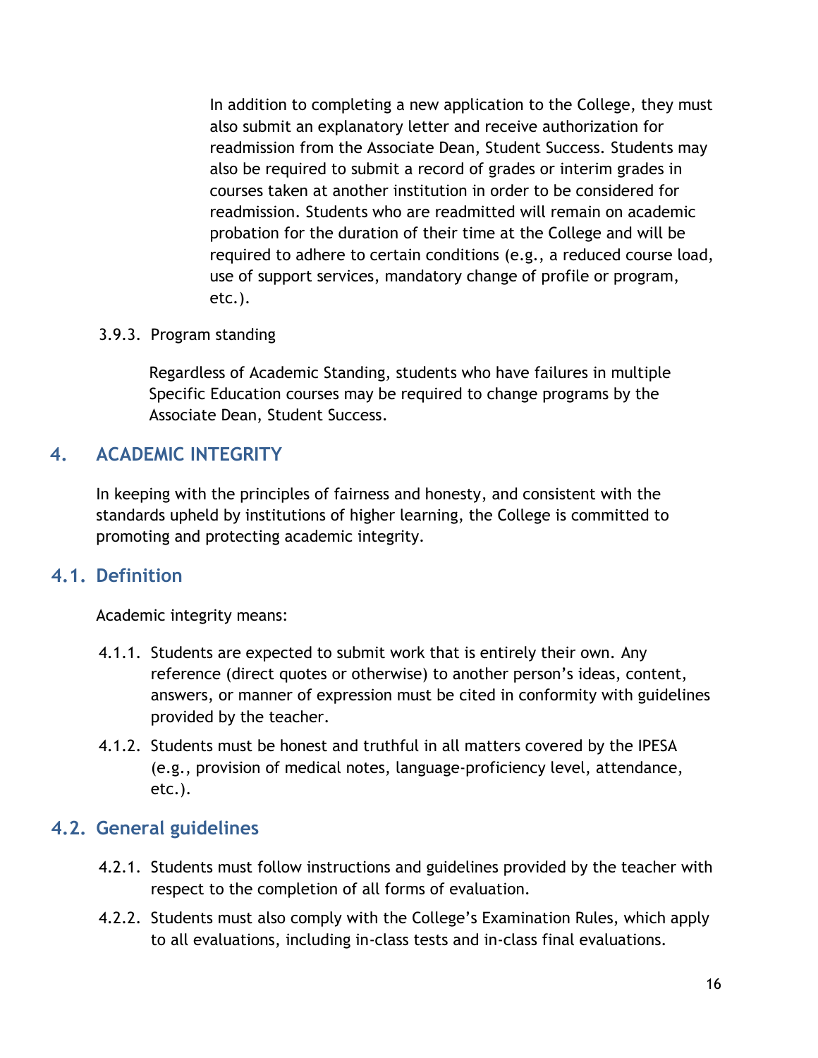In addition to completing a new application to the College, they must also submit an explanatory letter and receive authorization for readmission from the Associate Dean, Student Success. Students may also be required to submit a record of grades or interim grades in courses taken at another institution in order to be considered for readmission. Students who are readmitted will remain on academic probation for the duration of their time at the College and will be required to adhere to certain conditions (e.g., a reduced course load, use of support services, mandatory change of profile or program, etc.).

3.9.3. Program standing

Regardless of Academic Standing, students who have failures in multiple Specific Education courses may be required to change programs by the Associate Dean, Student Success.

# 4. ACADEMIC INTEGRITY

In keeping with the principles of fairness and honesty, and consistent with the standards upheld by institutions of higher learning, the College is committed to promoting and protecting academic integrity.

## 4.1. Definition

Academic integrity means:

4.1.1. Students are expected to submit work that is entirely their own. Any reference (direct quotes or otherwise) to another person's ideas, content, answers, or manner of expression must be cited in conformity with guidelines provided by the teacher.

4.1.2. Students must be honest and truthful in all matters covered by the IPESA (e.g., provision of medical notes, language-proficiency level, attendance, etc.).

## 4.2. General guidelines

4.2.1. Students must follow instructions and guidelines provided by the teacher with respect to the completion of all forms of evaluation.

4.2.2. Students must also comply with the College's Examination Rules, which apply to all evaluations, including in-class tests and in-class final evaluations.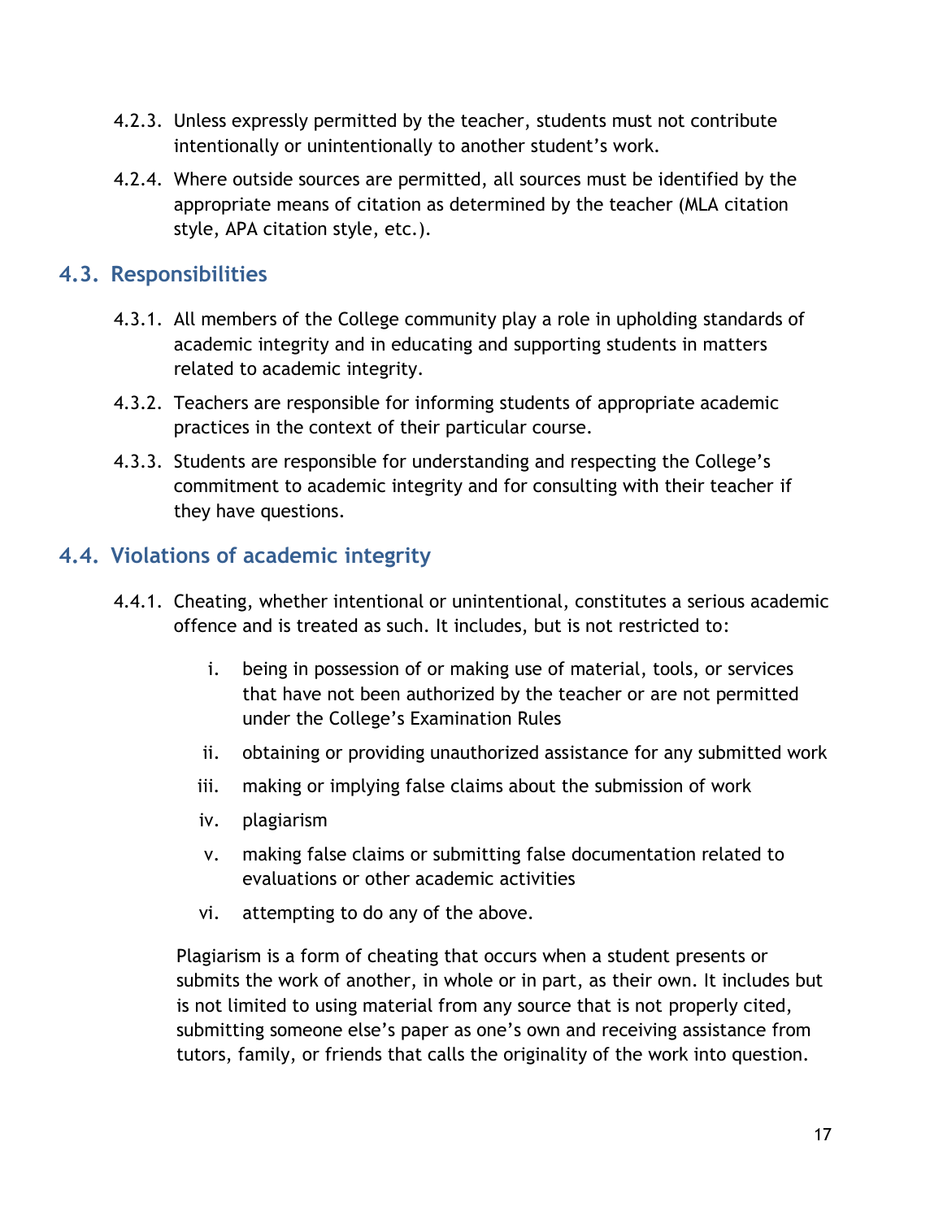4.2.3. Unless expressly permitted by the teacher, students must not contribute intentionally or unintentionally to another student's work.

4.2.4. Where outside sources are permitted, all sources must be identified by the appropriate means of citation as determined by the teacher (MLA citation style, APA citation style, etc.).

## 4.3. Responsibilities

4.3.1. All members of the College community play a role in upholding standards of academic integrity and in educating and supporting students in matters related to academic integrity.

4.3.2. Teachers are responsible for informing students of appropriate academic practices in the context of their particular course.

4.3.3. Students are responsible for understanding and respecting the College's commitment to academic integrity and for consulting with their teacher if they have questions.

## 4.4. Violations of academic integrity

4.4.1. Cheating, whether intentional or unintentional, constitutes a serious academic offence and is treated as such. It includes, but is not restricted to:

i. being in possession of or making use of material, tools, or services that have not been authorized by the teacher or are not permitted under the College's Examination Rules

ii. obtaining or providing unauthorized assistance for any submitted work

iii. making or implying false claims about the submission of work

iv. plagiarism

v. making false claims or submitting false documentation related to evaluations or other academic activities

vi. attempting to do any of the above.

Plagiarism is a form of cheating that occurs when a student presents or submits the work of another, in whole or in part, as their own. It includes but is not limited to using material from any source that is not properly cited, submitting someone else's paper as one's own and receiving assistance from tutors, family, or friends that calls the originality of the work into question.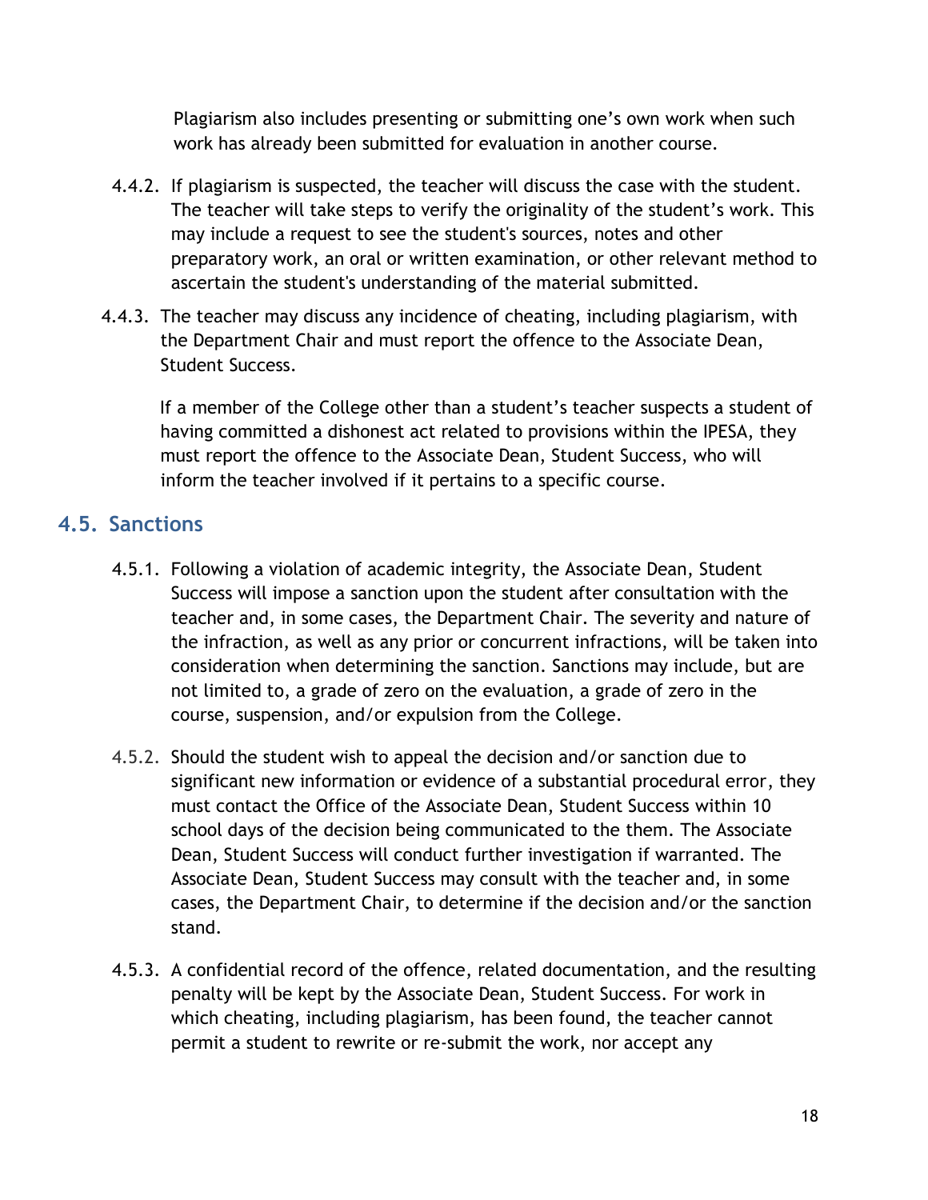Plagiarism also includes presenting or submitting one's own work when such work has already been submitted for evaluation in another course.

4.4.2. If plagiarism is suspected, the teacher will discuss the case with the student. The teacher will take steps to verify the originality of the student's work. This may include a request to see the student's sources, notes and other preparatory work, an oral or written examination, or other relevant method to ascertain the student's understanding of the material submitted.

4.4.3. The teacher may discuss any incidence of cheating, including plagiarism, with the Department Chair and must report the offence to the Associate Dean, Student Success.

If a member of the College other than a student's teacher suspects a student of having committed a dishonest act related to provisions within the IPESA, they must report the offence to the Associate Dean, Student Success, who will inform the teacher involved if it pertains to a specific course.

## 4.5. Sanctions

4.5.1. Following a violation of academic integrity, the Associate Dean, Student Success will impose a sanction upon the student after consultation with the teacher and, in some cases, the Department Chair. The severity and nature of the infraction, as well as any prior or concurrent infractions, will be taken into consideration when determining the sanction. Sanctions may include, but are not limited to, a grade of zero on the evaluation, a grade of zero in the course, suspension, and/or expulsion from the College.

4.5.2. Should the student wish to appeal the decision and/or sanction due to significant new information or evidence of a substantial procedural error, they must contact the Office of the Associate Dean, Student Success within 10 school days of the decision being communicated to the them. The Associate Dean, Student Success will conduct further investigation if warranted. The Associate Dean, Student Success may consult with the teacher and, in some cases, the Department Chair, to determine if the decision and/or the sanction stand.

4.5.3. A confidential record of the offence, related documentation, and the resulting penalty will be kept by the Associate Dean, Student Success. For work in which cheating, including plagiarism, has been found, the teacher cannot permit a student to rewrite or re-submit the work, nor accept any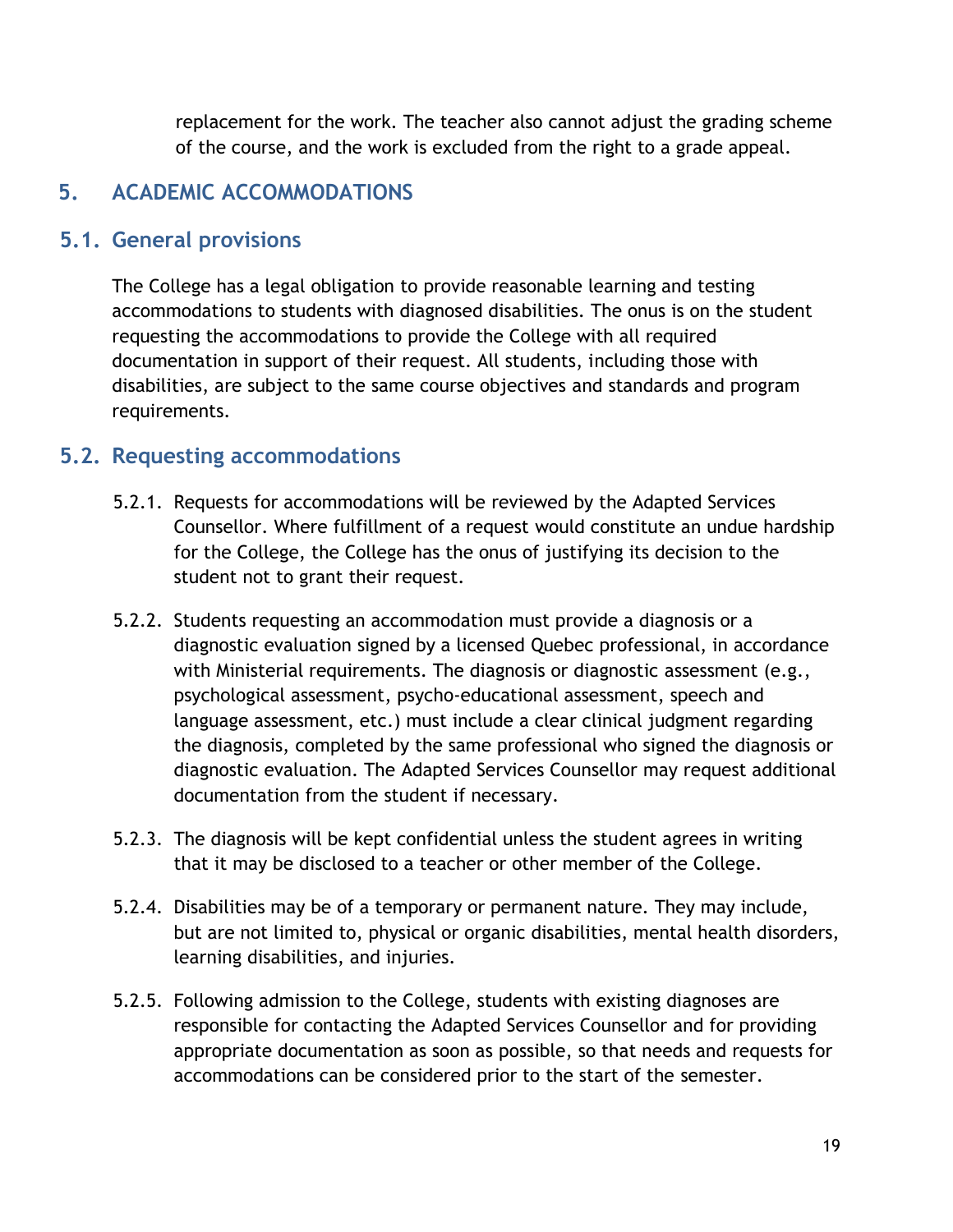replacement for the work. The teacher also cannot adjust the grading scheme of the course, and the work is excluded from the right to a grade appeal.

# 5. ACADEMIC ACCOMMODATIONS

## 5.1. General provisions

The College has a legal obligation to provide reasonable learning and testing accommodations to students with diagnosed disabilities. The onus is on the student requesting the accommodations to provide the College with all required documentation in support of their request. All students, including those with disabilities, are subject to the same course objectives and standards and program requirements.

## 5.2. Requesting accommodations

5.2.1. Requests for accommodations will be reviewed by the Adapted Services Counsellor. Where fulfillment of a request would constitute an undue hardship for the College, the College has the onus of justifying its decision to the student not to grant their request.

5.2.2. Students requesting an accommodation must provide a diagnosis or a diagnostic evaluation signed by a licensed Quebec professional, in accordance with Ministerial requirements. The diagnosis or diagnostic assessment (e.g., psychological assessment, psycho-educational assessment, speech and language assessment, etc.) must include a clear clinical judgment regarding the diagnosis, completed by the same professional who signed the diagnosis or diagnostic evaluation. The Adapted Services Counsellor may request additional documentation from the student if necessary.

5.2.3. The diagnosis will be kept confidential unless the student agrees in writing that it may be disclosed to a teacher or other member of the College.

5.2.4. Disabilities may be of a temporary or permanent nature. They may include, but are not limited to, physical or organic disabilities, mental health disorders, learning disabilities, and injuries.

5.2.5. Following admission to the College, students with existing diagnoses are responsible for contacting the Adapted Services Counsellor and for providing appropriate documentation as soon as possible, so that needs and requests for accommodations can be considered prior to the start of the semester.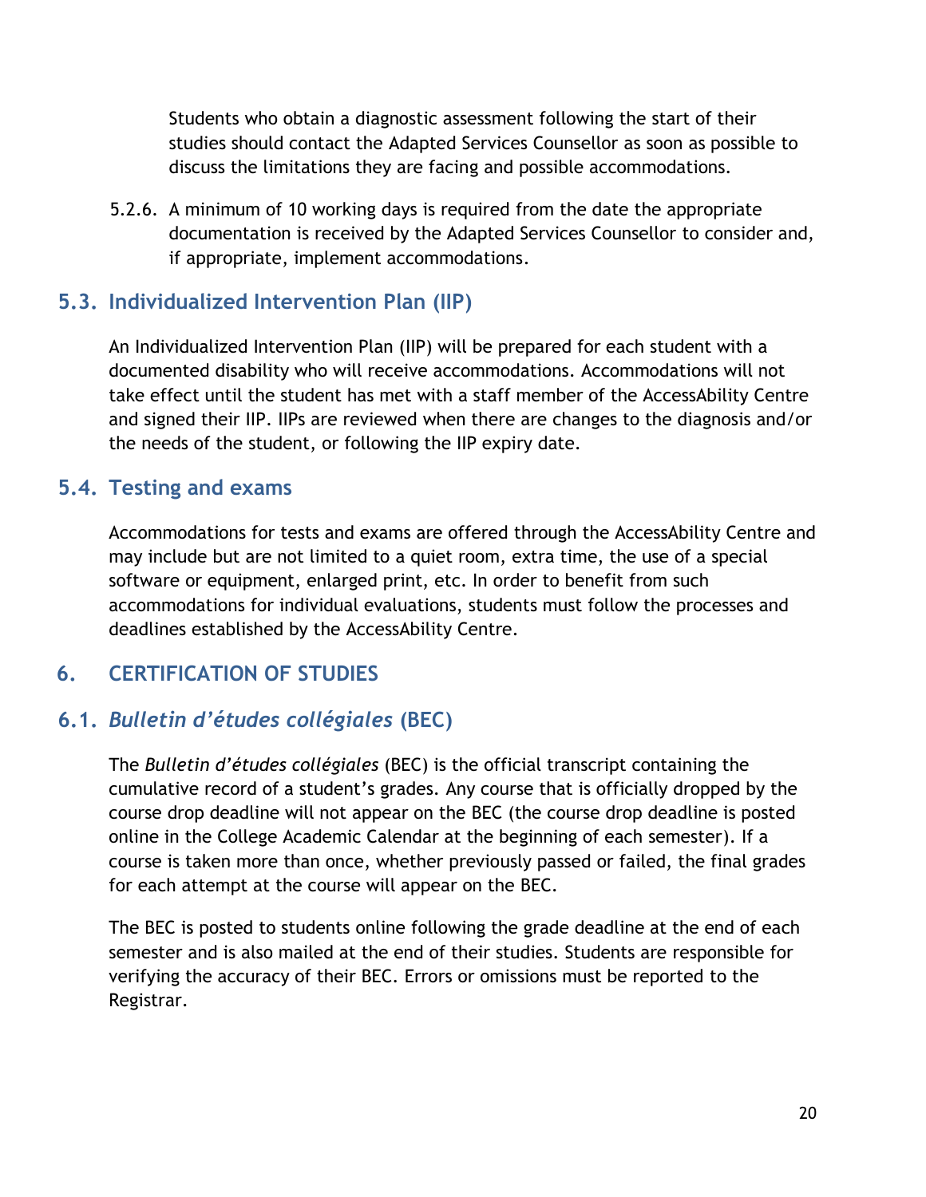Students who obtain a diagnostic assessment following the start of their studies should contact the Adapted Services Counsellor as soon as possible to discuss the limitations they are facing and possible accommodations.

5.2.6. A minimum of 10 working days is required from the date the appropriate documentation is received by the Adapted Services Counsellor to consider and, if appropriate, implement accommodations.

## 5.3. Individualized Intervention Plan (IIP)

An Individualized Intervention Plan (IIP) will be prepared for each student with a documented disability who will receive accommodations. Accommodations will not take effect until the student has met with a staff member of the AccessAbility Centre and signed their IIP. IIPs are reviewed when there are changes to the diagnosis and/or the needs of the student, or following the IIP expiry date.

## 5.4. Testing and exams

Accommodations for tests and exams are offered through the AccessAbility Centre and may include but are not limited to a quiet room, extra time, the use of a special software or equipment, enlarged print, etc. In order to benefit from such accommodations for individual evaluations, students must follow the processes and deadlines established by the AccessAbility Centre.

# 6. CERTIFICATION OF STUDIES

## 6.1. *Bulletin d'études collégiales* (BEC)

The *Bulletin d'études collégiales* (BEC) is the official transcript containing the cumulative record of a student's grades. Any course that is officially dropped by the course drop deadline will not appear on the BEC (the course drop deadline is posted online in the College Academic Calendar at the beginning of each semester). If a course is taken more than once, whether previously passed or failed, the final grades for each attempt at the course will appear on the BEC.

The BEC is posted to students online following the grade deadline at the end of each semester and is also mailed at the end of their studies. Students are responsible for verifying the accuracy of their BEC. Errors or omissions must be reported to the Registrar.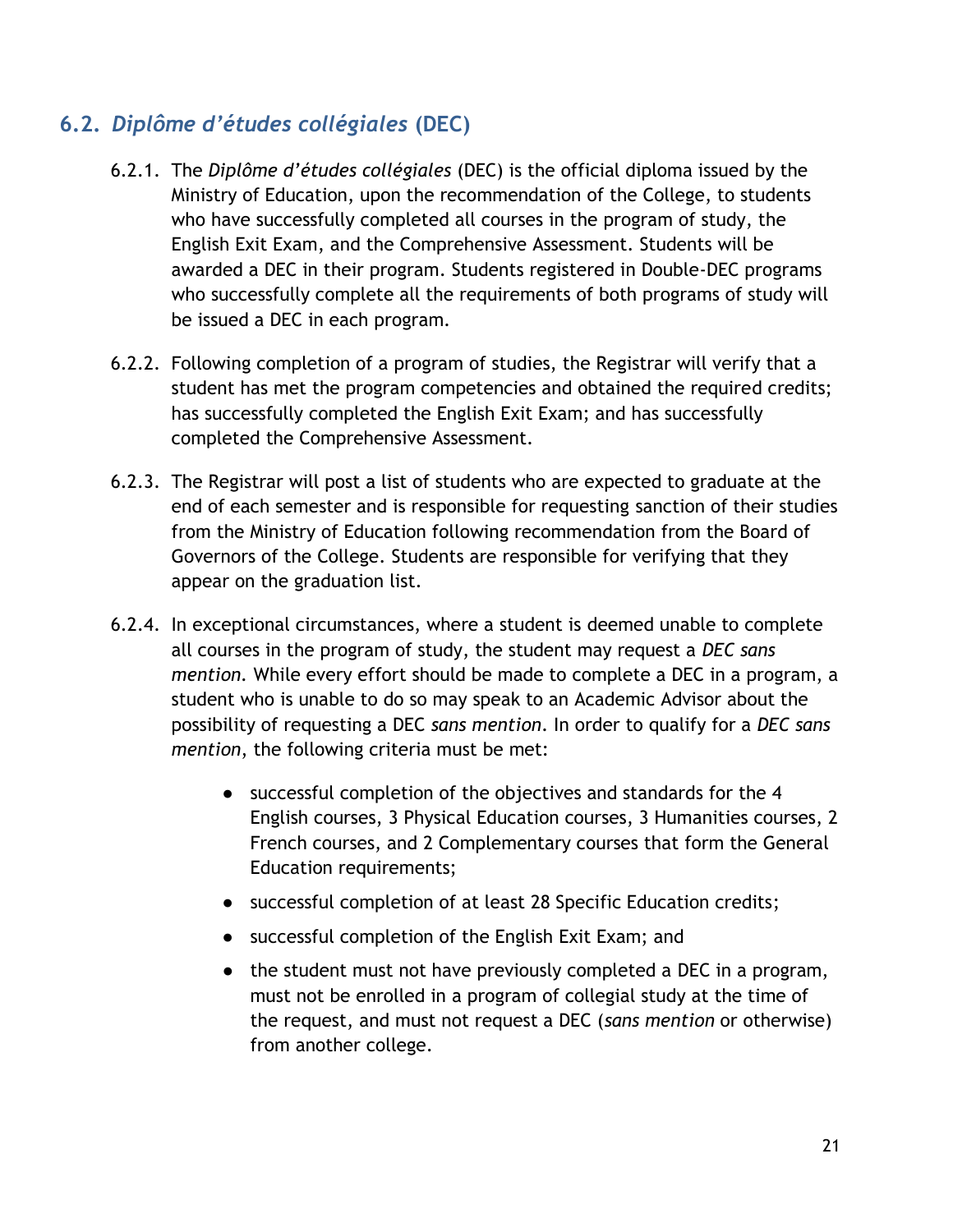## 6.2. *Diplôme d'études collégiales* (DEC)

6.2.1. The *Diplôme d'études collégiales* (DEC) is the official diploma issued by the Ministry of Education, upon the recommendation of the College, to students who have successfully completed all courses in the program of study, the English Exit Exam, and the Comprehensive Assessment. Students will be awarded a DEC in their program. Students registered in Double-DEC programs who successfully complete all the requirements of both programs of study will be issued a DEC in each program.

6.2.2. Following completion of a program of studies, the Registrar will verify that a student has met the program competencies and obtained the required credits; has successfully completed the English Exit Exam; and has successfully completed the Comprehensive Assessment.

6.2.3. The Registrar will post a list of students who are expected to graduate at the end of each semester and is responsible for requesting sanction of their studies from the Ministry of Education following recommendation from the Board of Governors of the College. Students are responsible for verifying that they appear on the graduation list.

6.2.4. In exceptional circumstances, where a student is deemed unable to complete all courses in the program of study, the student may request a *DEC sans mention*. While every effort should be made to complete a DEC in a program, a student who is unable to do so may speak to an Academic Advisor about the possibility of requesting a DEC *sans mention*. In order to qualify for a *DEC sans mention*, the following criteria must be met:

- successful completion of the objectives and standards for the 4 English courses, 3 Physical Education courses, 3 Humanities courses, 2 French courses, and 2 Complementary courses that form the General Education requirements;
- successful completion of at least 28 Specific Education credits;
- successful completion of the English Exit Exam; and
- the student must not have previously completed a DEC in a program, must not be enrolled in a program of collegial study at the time of the request, and must not request a DEC (*sans mention* or otherwise) from another college.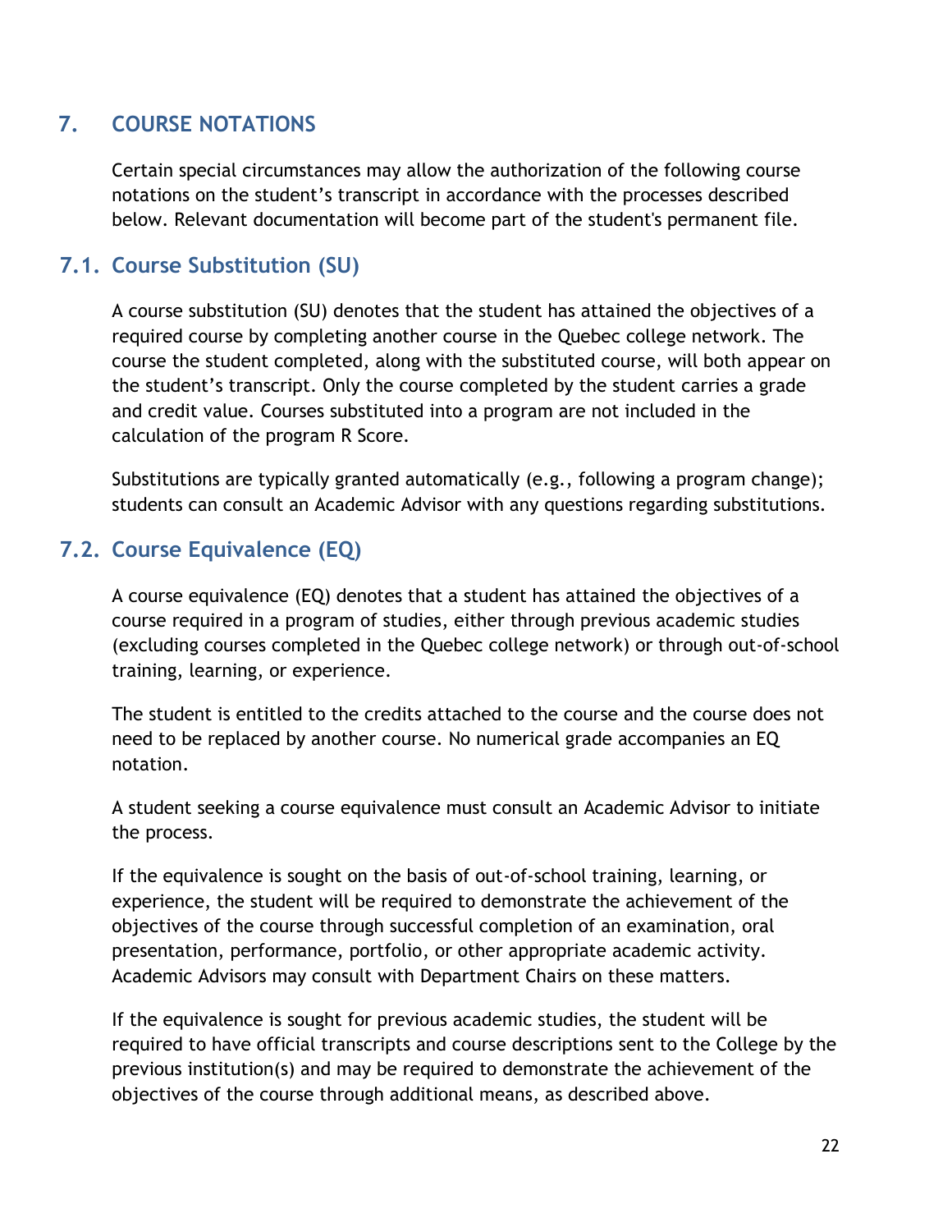## 7. COURSE NOTATIONS

Certain special circumstances may allow the authorization of the following course notations on the student's transcript in accordance with the processes described below. Relevant documentation will become part of the student's permanent file.

### 7.1. Course Substitution (SU)

A course substitution (SU) denotes that the student has attained the objectives of a required course by completing another course in the Quebec college network. The course the student completed, along with the substituted course, will both appear on the student's transcript. Only the course completed by the student carries a grade and credit value. Courses substituted into a program are not included in the calculation of the program R Score.

Substitutions are typically granted automatically (e.g., following a program change); students can consult an Academic Advisor with any questions regarding substitutions.

### 7.2. Course Equivalence (EQ)

A course equivalence (EQ) denotes that a student has attained the objectives of a course required in a program of studies, either through previous academic studies (excluding courses completed in the Quebec college network) or through out-of-school training, learning, or experience.

The student is entitled to the credits attached to the course and the course does not need to be replaced by another course. No numerical grade accompanies an EQ notation.

A student seeking a course equivalence must consult an Academic Advisor to initiate the process.

If the equivalence is sought on the basis of out-of-school training, learning, or experience, the student will be required to demonstrate the achievement of the objectives of the course through successful completion of an examination, oral presentation, performance, portfolio, or other appropriate academic activity. Academic Advisors may consult with Department Chairs on these matters.

If the equivalence is sought for previous academic studies, the student will be required to have official transcripts and course descriptions sent to the College by the previous institution(s) and may be required to demonstrate the achievement of the objectives of the course through additional means, as described above.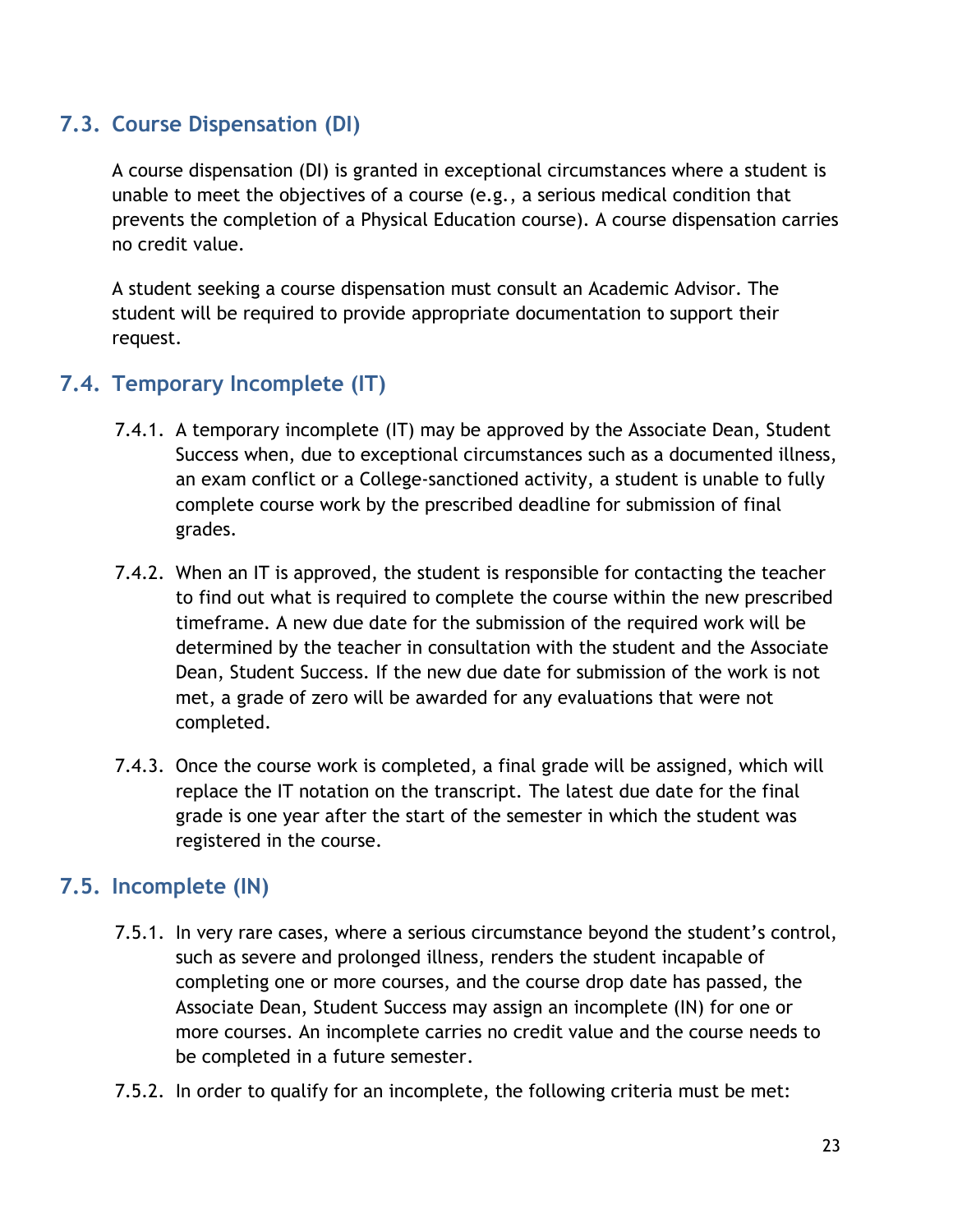## 7.3. Course Dispensation (DI)

A course dispensation (DI) is granted in exceptional circumstances where a student is unable to meet the objectives of a course (e.g., a serious medical condition that prevents the completion of a Physical Education course). A course dispensation carries no credit value.

A student seeking a course dispensation must consult an Academic Advisor. The student will be required to provide appropriate documentation to support their request.

## 7.4. Temporary Incomplete (IT)

7.4.1. A temporary incomplete (IT) may be approved by the Associate Dean, Student Success when, due to exceptional circumstances such as a documented illness, an exam conflict or a College-sanctioned activity, a student is unable to fully complete course work by the prescribed deadline for submission of final grades.

7.4.2. When an IT is approved, the student is responsible for contacting the teacher to find out what is required to complete the course within the new prescribed timeframe. A new due date for the submission of the required work will be determined by the teacher in consultation with the student and the Associate Dean, Student Success. If the new due date for submission of the work is not met, a grade of zero will be awarded for any evaluations that were not completed.

7.4.3. Once the course work is completed, a final grade will be assigned, which will replace the IT notation on the transcript. The latest due date for the final grade is one year after the start of the semester in which the student was registered in the course.

## 7.5. Incomplete (IN)

7.5.1. In very rare cases, where a serious circumstance beyond the student's control, such as severe and prolonged illness, renders the student incapable of completing one or more courses, and the course drop date has passed, the Associate Dean, Student Success may assign an incomplete (IN) for one or more courses. An incomplete carries no credit value and the course needs to be completed in a future semester.

7.5.2. In order to qualify for an incomplete, the following criteria must be met: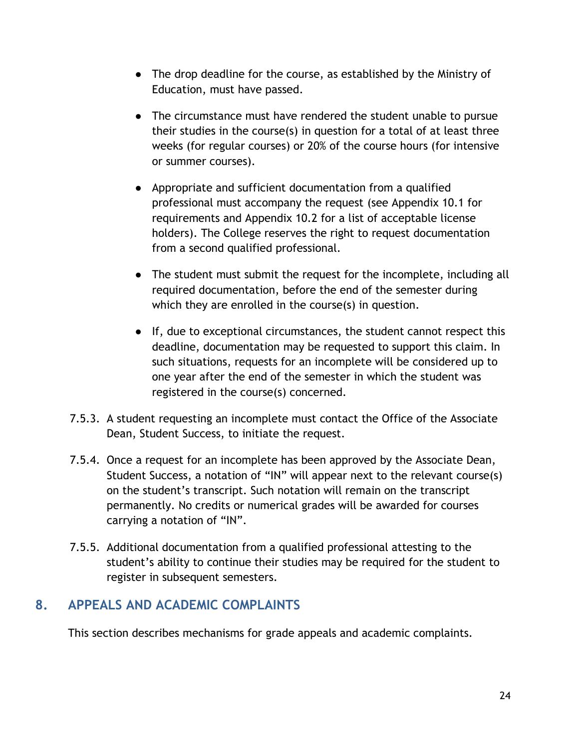- The drop deadline for the course, as established by the Ministry of Education, must have passed.

- The circumstance must have rendered the student unable to pursue their studies in the course(s) in question for a total of at least three weeks (for regular courses) or 20% of the course hours (for intensive or summer courses).

- Appropriate and sufficient documentation from a qualified professional must accompany the request (see Appendix 10.1 for requirements and Appendix 10.2 for a list of acceptable license holders). The College reserves the right to request documentation from a second qualified professional.

- The student must submit the request for the incomplete, including all required documentation, before the end of the semester during which they are enrolled in the course(s) in question.

- If, due to exceptional circumstances, the student cannot respect this deadline, documentation may be requested to support this claim. In such situations, requests for an incomplete will be considered up to one year after the end of the semester in which the student was registered in the course(s) concerned.

7.5.3. A student requesting an incomplete must contact the Office of the Associate Dean, Student Success, to initiate the request.

7.5.4. Once a request for an incomplete has been approved by the Associate Dean, Student Success, a notation of "IN" will appear next to the relevant course(s) on the student's transcript. Such notation will remain on the transcript permanently. No credits or numerical grades will be awarded for courses carrying a notation of "IN".

7.5.5. Additional documentation from a qualified professional attesting to the student's ability to continue their studies may be required for the student to register in subsequent semesters.

## 8. APPEALS AND ACADEMIC COMPLAINTS

This section describes mechanisms for grade appeals and academic complaints.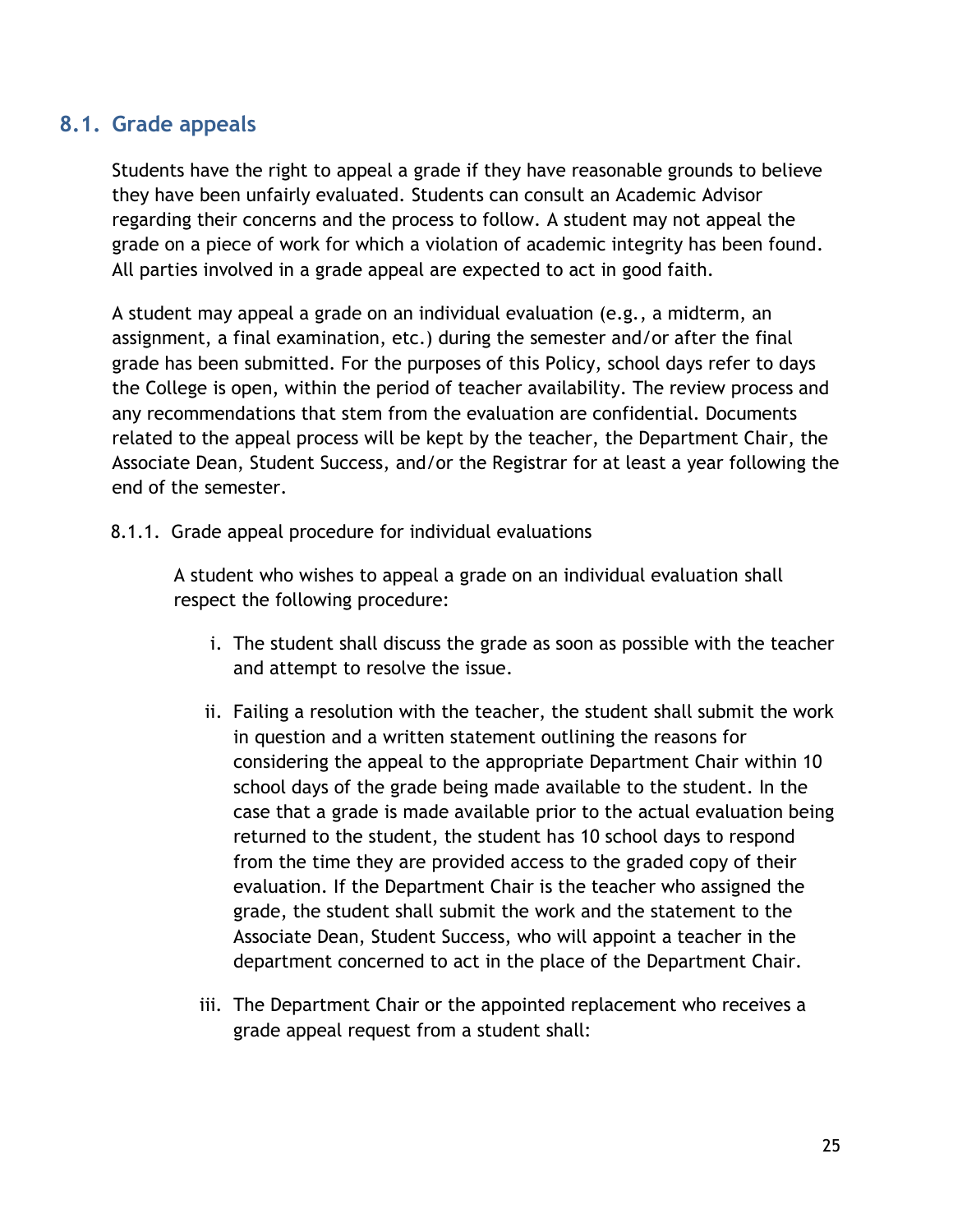## 8.1. Grade appeals

Students have the right to appeal a grade if they have reasonable grounds to believe they have been unfairly evaluated. Students can consult an Academic Advisor regarding their concerns and the process to follow. A student may not appeal the grade on a piece of work for which a violation of academic integrity has been found. All parties involved in a grade appeal are expected to act in good faith.

A student may appeal a grade on an individual evaluation (e.g., a midterm, an assignment, a final examination, etc.) during the semester and/or after the final grade has been submitted. For the purposes of this Policy, school days refer to days the College is open, within the period of teacher availability. The review process and any recommendations that stem from the evaluation are confidential. Documents related to the appeal process will be kept by the teacher, the Department Chair, the Associate Dean, Student Success, and/or the Registrar for at least a year following the end of the semester.

### 8.1.1. Grade appeal procedure for individual evaluations

A student who wishes to appeal a grade on an individual evaluation shall respect the following procedure:

i. The student shall discuss the grade as soon as possible with the teacher and attempt to resolve the issue.

ii. Failing a resolution with the teacher, the student shall submit the work in question and a written statement outlining the reasons for considering the appeal to the appropriate Department Chair within 10 school days of the grade being made available to the student. In the case that a grade is made available prior to the actual evaluation being returned to the student, the student has 10 school days to respond from the time they are provided access to the graded copy of their evaluation. If the Department Chair is the teacher who assigned the grade, the student shall submit the work and the statement to the Associate Dean, Student Success, who will appoint a teacher in the department concerned to act in the place of the Department Chair.

iii. The Department Chair or the appointed replacement who receives a grade appeal request from a student shall: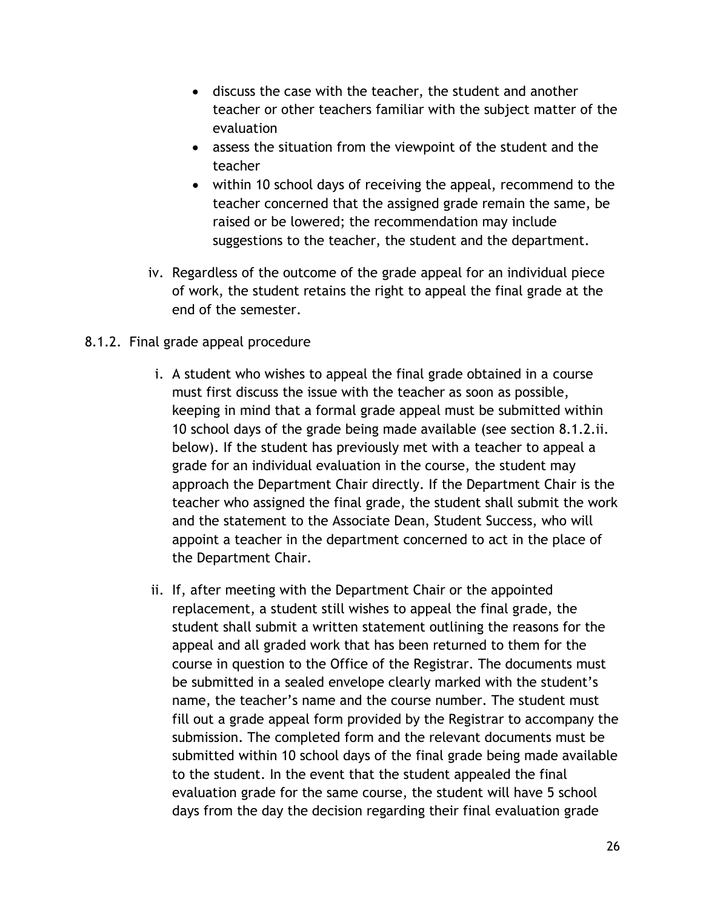- discuss the case with the teacher, the student and another teacher or other teachers familiar with the subject matter of the evaluation
- assess the situation from the viewpoint of the student and the teacher
- within 10 school days of receiving the appeal, recommend to the teacher concerned that the assigned grade remain the same, be raised or be lowered; the recommendation may include suggestions to the teacher, the student and the department.

iv. Regardless of the outcome of the grade appeal for an individual piece of work, the student retains the right to appeal the final grade at the end of the semester.

8.1.2. Final grade appeal procedure

i. A student who wishes to appeal the final grade obtained in a course must first discuss the issue with the teacher as soon as possible, keeping in mind that a formal grade appeal must be submitted within 10 school days of the grade being made available (see section 8.1.2.ii. below). If the student has previously met with a teacher to appeal a grade for an individual evaluation in the course, the student may approach the Department Chair directly. If the Department Chair is the teacher who assigned the final grade, the student shall submit the work and the statement to the Associate Dean, Student Success, who will appoint a teacher in the department concerned to act in the place of the Department Chair.

ii. If, after meeting with the Department Chair or the appointed replacement, a student still wishes to appeal the final grade, the student shall submit a written statement outlining the reasons for the appeal and all graded work that has been returned to them for the course in question to the Office of the Registrar. The documents must be submitted in a sealed envelope clearly marked with the student's name, the teacher's name and the course number. The student must fill out a grade appeal form provided by the Registrar to accompany the submission. The completed form and the relevant documents must be submitted within 10 school days of the final grade being made available to the student. In the event that the student appealed the final evaluation grade for the same course, the student will have 5 school days from the day the decision regarding their final evaluation grade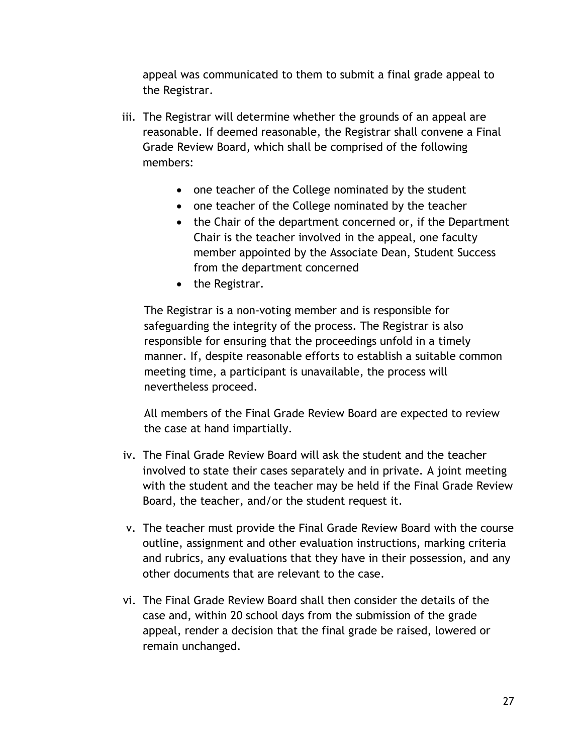appeal was communicated to them to submit a final grade appeal to the Registrar.

iii. The Registrar will determine whether the grounds of an appeal are reasonable. If deemed reasonable, the Registrar shall convene a Final Grade Review Board, which shall be comprised of the following members:

- one teacher of the College nominated by the student
- one teacher of the College nominated by the teacher
- the Chair of the department concerned or, if the Department Chair is the teacher involved in the appeal, one faculty member appointed by the Associate Dean, Student Success from the department concerned
- the Registrar.

The Registrar is a non-voting member and is responsible for safeguarding the integrity of the process. The Registrar is also responsible for ensuring that the proceedings unfold in a timely manner. If, despite reasonable efforts to establish a suitable common meeting time, a participant is unavailable, the process will nevertheless proceed.

All members of the Final Grade Review Board are expected to review the case at hand impartially.

iv. The Final Grade Review Board will ask the student and the teacher involved to state their cases separately and in private. A joint meeting with the student and the teacher may be held if the Final Grade Review Board, the teacher, and/or the student request it.

v. The teacher must provide the Final Grade Review Board with the course outline, assignment and other evaluation instructions, marking criteria and rubrics, any evaluations that they have in their possession, and any other documents that are relevant to the case.

vi. The Final Grade Review Board shall then consider the details of the case and, within 20 school days from the submission of the grade appeal, render a decision that the final grade be raised, lowered or remain unchanged.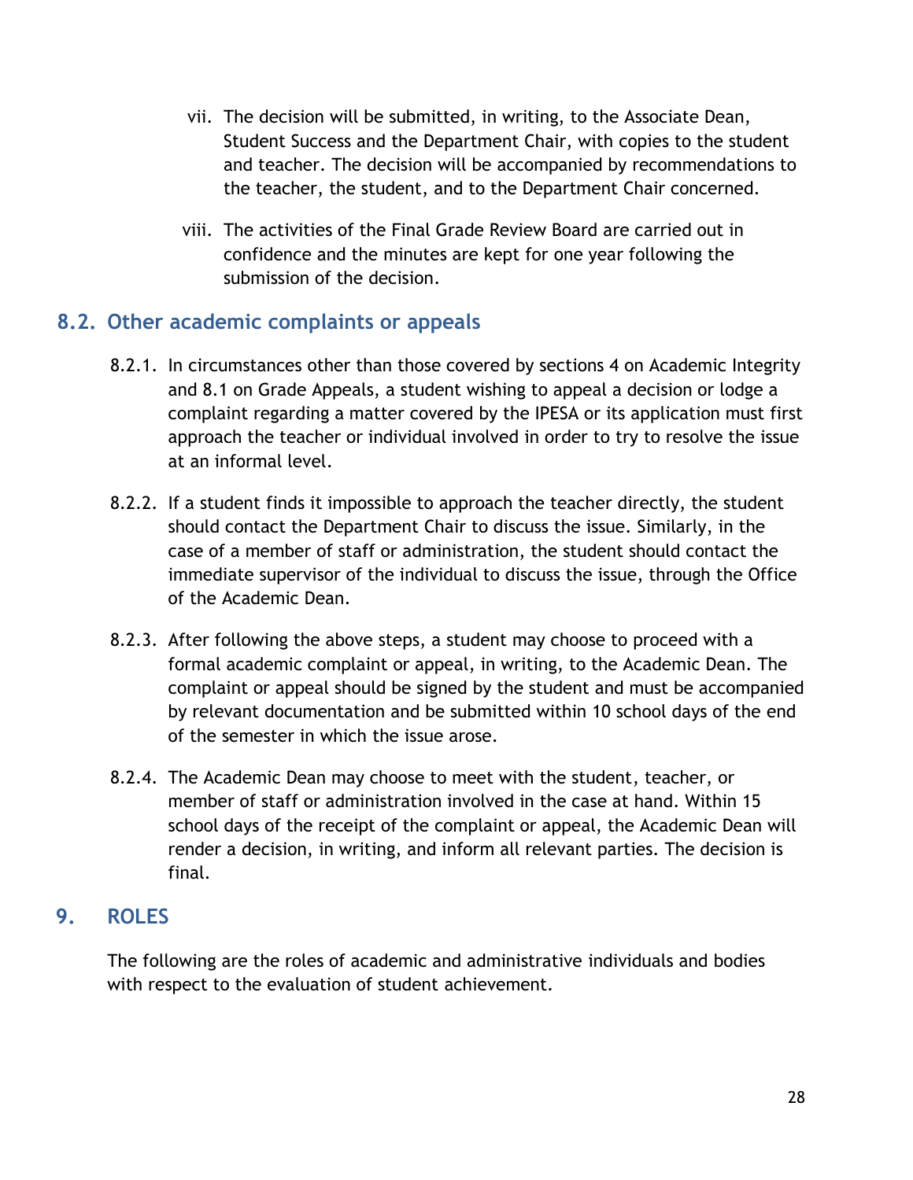vii. The decision will be submitted, in writing, to the Associate Dean, Student Success and the Department Chair, with copies to the student and teacher. The decision will be accompanied by recommendations to the teacher, the student, and to the Department Chair concerned.

viii. The activities of the Final Grade Review Board are carried out in confidence and the minutes are kept for one year following the submission of the decision.

## 8.2. Other academic complaints or appeals

8.2.1. In circumstances other than those covered by sections 4 on Academic Integrity and 8.1 on Grade Appeals, a student wishing to appeal a decision or lodge a complaint regarding a matter covered by the IPESA or its application must first approach the teacher or individual involved in order to try to resolve the issue at an informal level.

8.2.2. If a student finds it impossible to approach the teacher directly, the student should contact the Department Chair to discuss the issue. Similarly, in the case of a member of staff or administration, the student should contact the immediate supervisor of the individual to discuss the issue, through the Office of the Academic Dean.

8.2.3. After following the above steps, a student may choose to proceed with a formal academic complaint or appeal, in writing, to the Academic Dean. The complaint or appeal should be signed by the student and must be accompanied by relevant documentation and be submitted within 10 school days of the end of the semester in which the issue arose.

8.2.4. The Academic Dean may choose to meet with the student, teacher, or member of staff or administration involved in the case at hand. Within 15 school days of the receipt of the complaint or appeal, the Academic Dean will render a decision, in writing, and inform all relevant parties. The decision is final.

# 9. ROLES

The following are the roles of academic and administrative individuals and bodies with respect to the evaluation of student achievement.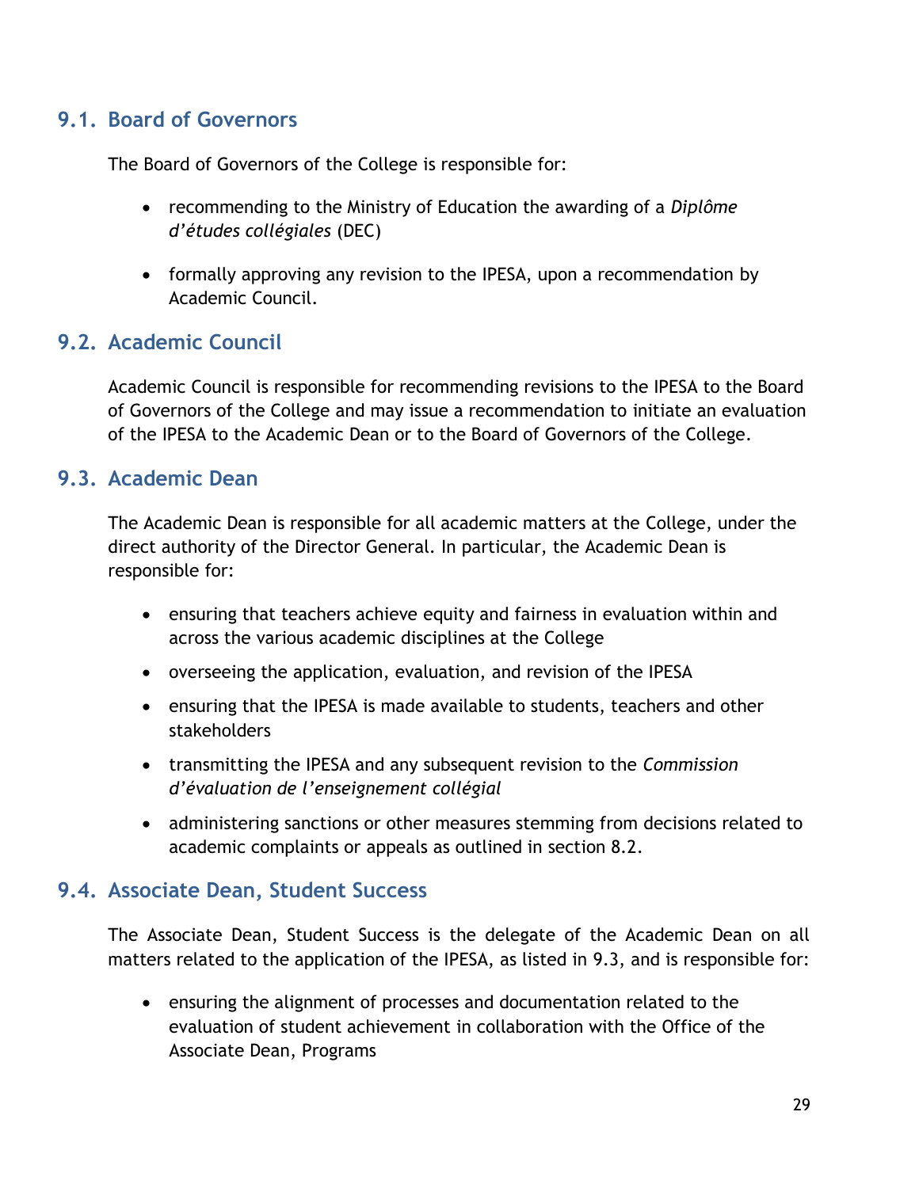## 9.1. Board of Governors

The Board of Governors of the College is responsible for:

- recommending to the Ministry of Education the awarding of a *Diplôme d'études collégiales* (DEC)
- formally approving any revision to the IPESA, upon a recommendation by Academic Council.

## 9.2. Academic Council

Academic Council is responsible for recommending revisions to the IPESA to the Board of Governors of the College and may issue a recommendation to initiate an evaluation of the IPESA to the Academic Dean or to the Board of Governors of the College.

## 9.3. Academic Dean

The Academic Dean is responsible for all academic matters at the College, under the direct authority of the Director General. In particular, the Academic Dean is responsible for:

- ensuring that teachers achieve equity and fairness in evaluation within and across the various academic disciplines at the College
- overseeing the application, evaluation, and revision of the IPESA
- ensuring that the IPESA is made available to students, teachers and other stakeholders
- transmitting the IPESA and any subsequent revision to the *Commission d'évaluation de l'enseignement collégial*
- administering sanctions or other measures stemming from decisions related to academic complaints or appeals as outlined in section 8.2.

## 9.4. Associate Dean, Student Success

The Associate Dean, Student Success is the delegate of the Academic Dean on all matters related to the application of the IPESA, as listed in 9.3, and is responsible for:

- ensuring the alignment of processes and documentation related to the evaluation of student achievement in collaboration with the Office of the Associate Dean, Programs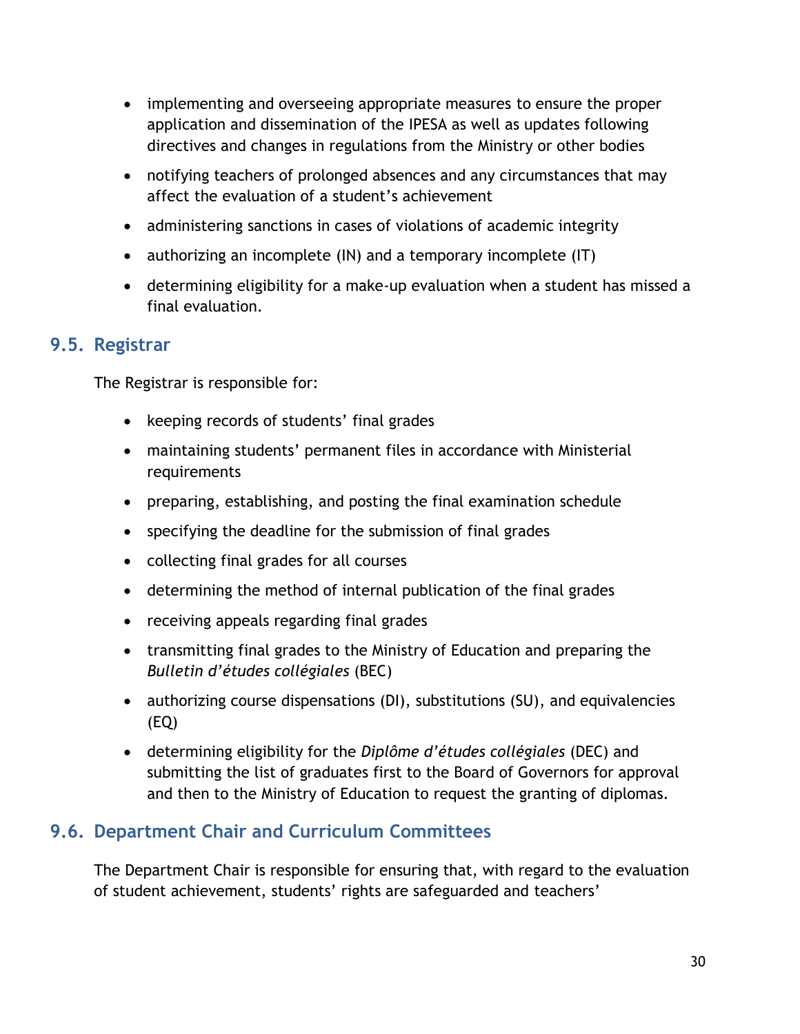- implementing and overseeing appropriate measures to ensure the proper application and dissemination of the IPESA as well as updates following directives and changes in regulations from the Ministry or other bodies
- notifying teachers of prolonged absences and any circumstances that may affect the evaluation of a student's achievement
- administering sanctions in cases of violations of academic integrity
- authorizing an incomplete (IN) and a temporary incomplete (IT)
- determining eligibility for a make-up evaluation when a student has missed a final evaluation.

## 9.5. Registrar

The Registrar is responsible for:

- keeping records of students' final grades
- maintaining students' permanent files in accordance with Ministerial requirements
- preparing, establishing, and posting the final examination schedule
- specifying the deadline for the submission of final grades
- collecting final grades for all courses
- determining the method of internal publication of the final grades
- receiving appeals regarding final grades
- transmitting final grades to the Ministry of Education and preparing the *Bulletin d'études collégiales* (BEC)
- authorizing course dispensations (DI), substitutions (SU), and equivalencies (EQ)
- determining eligibility for the *Diplôme d'études collégiales* (DEC) and submitting the list of graduates first to the Board of Governors for approval and then to the Ministry of Education to request the granting of diplomas.

## 9.6. Department Chair and Curriculum Committees

The Department Chair is responsible for ensuring that, with regard to the evaluation of student achievement, students' rights are safeguarded and teachers'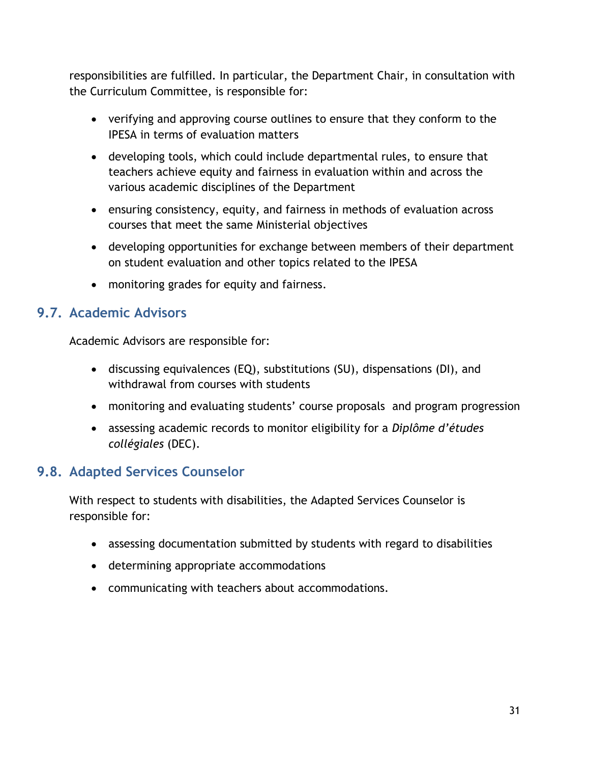responsibilities are fulfilled. In particular, the Department Chair, in consultation with the Curriculum Committee, is responsible for:

- verifying and approving course outlines to ensure that they conform to the IPESA in terms of evaluation matters
- developing tools, which could include departmental rules, to ensure that teachers achieve equity and fairness in evaluation within and across the various academic disciplines of the Department
- ensuring consistency, equity, and fairness in methods of evaluation across courses that meet the same Ministerial objectives
- developing opportunities for exchange between members of their department on student evaluation and other topics related to the IPESA
- monitoring grades for equity and fairness.

## 9.7. Academic Advisors

Academic Advisors are responsible for:

- discussing equivalences (EQ), substitutions (SU), dispensations (DI), and withdrawal from courses with students
- monitoring and evaluating students' course proposals and program progression
- assessing academic records to monitor eligibility for a *Diplôme d'études collégiales* (DEC).

## 9.8. Adapted Services Counselor

With respect to students with disabilities, the Adapted Services Counselor is responsible for:

- assessing documentation submitted by students with regard to disabilities
- determining appropriate accommodations
- communicating with teachers about accommodations.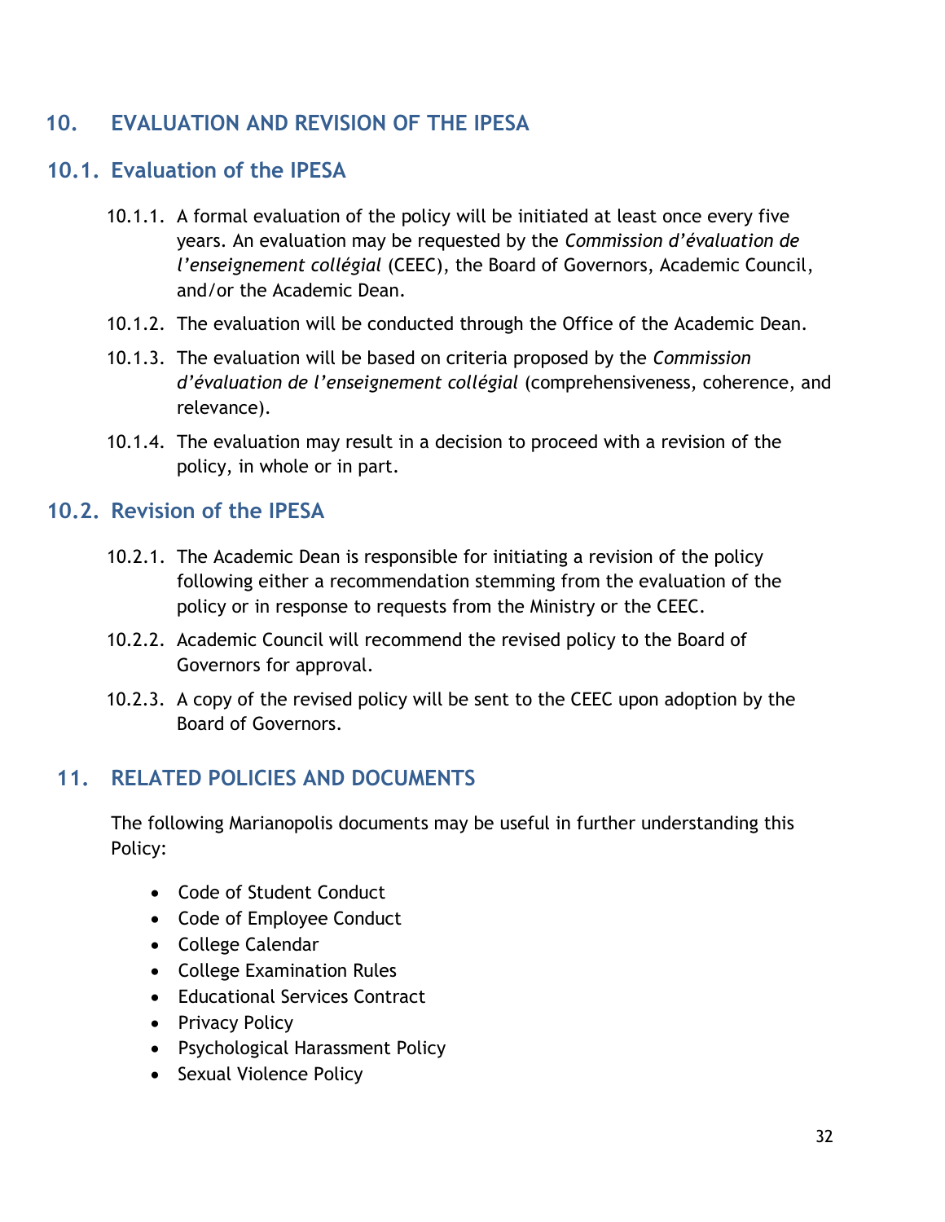## 10. EVALUATION AND REVISION OF THE IPESA

### 10.1. Evaluation of the IPESA

10.1.1. A formal evaluation of the policy will be initiated at least once every five years. An evaluation may be requested by the *Commission d'évaluation de l'enseignement collégial* (CEEC), the Board of Governors, Academic Council, and/or the Academic Dean.

10.1.2. The evaluation will be conducted through the Office of the Academic Dean.

10.1.3. The evaluation will be based on criteria proposed by the *Commission d'évaluation de l'enseignement collégial* (comprehensiveness, coherence, and relevance).

10.1.4. The evaluation may result in a decision to proceed with a revision of the policy, in whole or in part.

### 10.2. Revision of the IPESA

10.2.1. The Academic Dean is responsible for initiating a revision of the policy following either a recommendation stemming from the evaluation of the policy or in response to requests from the Ministry or the CEEC.

10.2.2. Academic Council will recommend the revised policy to the Board of Governors for approval.

10.2.3. A copy of the revised policy will be sent to the CEEC upon adoption by the Board of Governors.

## 11. RELATED POLICIES AND DOCUMENTS

The following Marianopolis documents may be useful in further understanding this Policy:

- Code of Student Conduct
- Code of Employee Conduct
- College Calendar
- College Examination Rules
- Educational Services Contract
- Privacy Policy
- Psychological Harassment Policy
- Sexual Violence Policy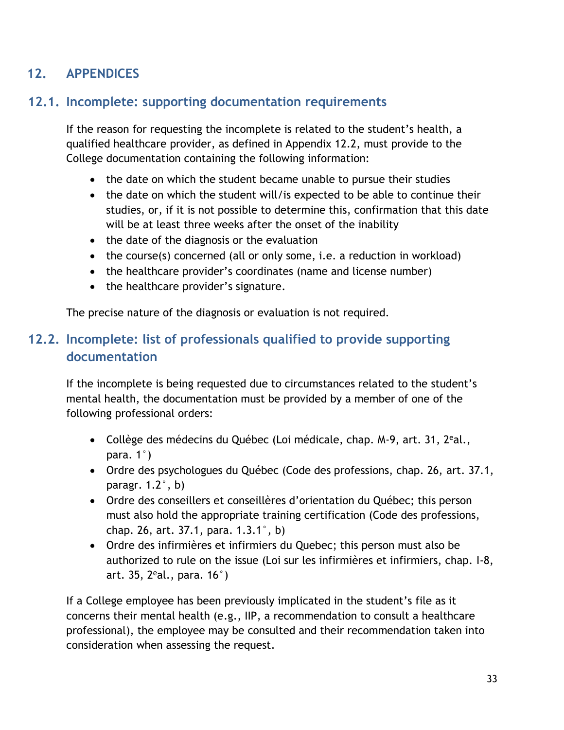# 12. APPENDICES

## 12.1. Incomplete: supporting documentation requirements

If the reason for requesting the incomplete is related to the student's health, a qualified healthcare provider, as defined in Appendix 12.2, must provide to the College documentation containing the following information:

- the date on which the student became unable to pursue their studies
- the date on which the student will/is expected to be able to continue their studies, or, if it is not possible to determine this, confirmation that this date will be at least three weeks after the onset of the inability
- the date of the diagnosis or the evaluation
- the course(s) concerned (all or only some, i.e. a reduction in workload)
- the healthcare provider's coordinates (name and license number)
- the healthcare provider's signature.

The precise nature of the diagnosis or evaluation is not required.

## 12.2. Incomplete: list of professionals qualified to provide supporting documentation

If the incomplete is being requested due to circumstances related to the student's mental health, the documentation must be provided by a member of one of the following professional orders:

- Collège des médecins du Québec (Loi médicale, chap. M-9, art. 31, 2ᵉal., para. 1˚)
- Ordre des psychologues du Québec (Code des professions, chap. 26, art. 37.1, paragr. 1.2˚, b)
- Ordre des conseillers et conseillères d'orientation du Québec; this person must also hold the appropriate training certification (Code des professions, chap. 26, art. 37.1, para. 1.3.1˚, b)
- Ordre des infirmières et infirmiers du Quebec; this person must also be authorized to rule on the issue (Loi sur les infirmières et infirmiers, chap. I-8, art. 35, 2ᵉal., para. 16˚)

If a College employee has been previously implicated in the student's file as it concerns their mental health (e.g., IIP, a recommendation to consult a healthcare professional), the employee may be consulted and their recommendation taken into consideration when assessing the request.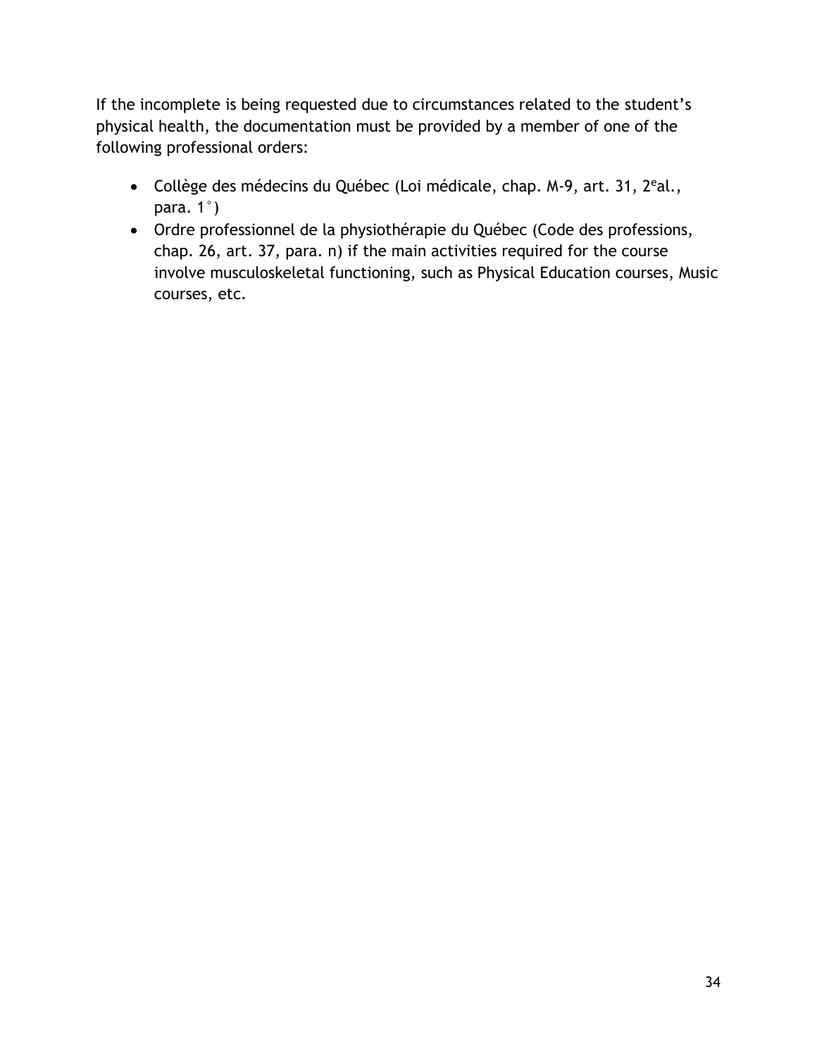If the incomplete is being requested due to circumstances related to the student's physical health, the documentation must be provided by a member of one of the following professional orders:

- Collège des médecins du Québec (Loi médicale, chap. M-9, art. 31, 2e al., para. 1°)
- Ordre professionnel de la physiothérapie du Québec (Code des professions, chap. 26, art. 37, para. n) if the main activities required for the course involve musculoskeletal functioning, such as Physical Education courses, Music courses, etc.